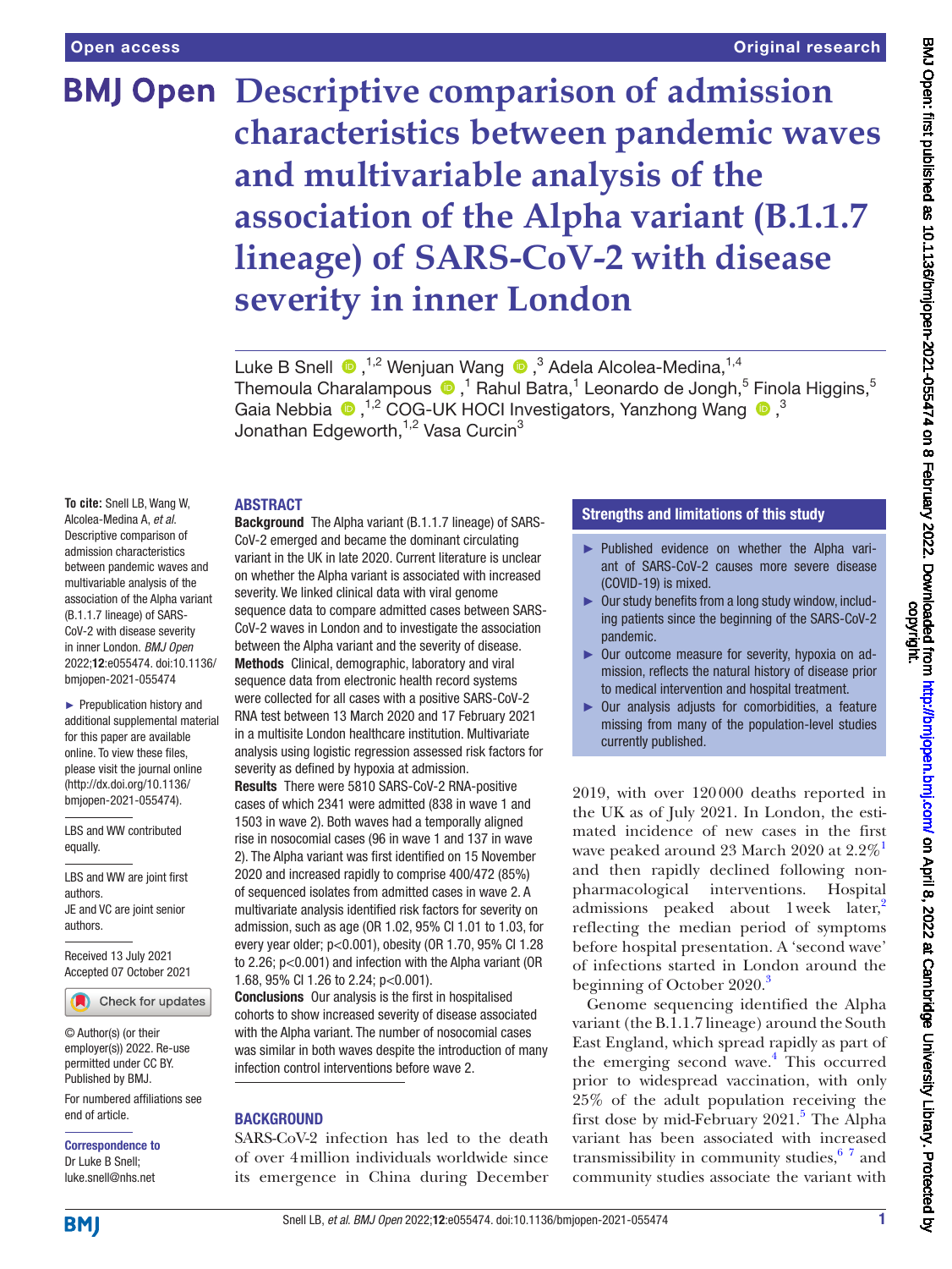# Descriptive comparison of admission characteristics between pandemic waves and multivariable analysis of the association of the Alpha variant (B.1.1.7 lineage) of SARS-CoV-2 with disease severity in inner London

Luke B Snell,[1,2] Wenjuan Wang,[3] Adela Alcolea-Medina,[1,4] Themoula Charalampous,[1] Rahul Batra,[1] Leonardo de Jongh,[5] Finola Higgins,[5] Gaia Nebbia,[1,2] COG-UK HOCI Investigators, Yanzhong Wang,[3] Jonathan Edgeworth,[1,2] Vasa Curcin[3]

**To cite:** Snell LB, Wang W, Alcolea-Medina A, *et al.* Descriptive comparison of admission characteristics between pandemic waves and multivariable analysis of the association of the Alpha variant (B.1.1.7 lineage) of SARS-CoV-2 with disease severity in inner London. *BMJ Open* 2022;**12**:e055474. doi:10.1136/bmjopen-2021-055474

► Prepublication history and additional supplemental material for this paper are available online. To view these files, please visit the journal online (http://dx.doi.org/10.1136/bmjopen-2021-055474).

LBS and WW contributed equally.

LBS and WW are joint first authors.

JE and VC are joint senior authors.

Received 13 July 2021
Accepted 07 October 2021

© Author(s) (or their employer(s)) 2022. Re-use permitted under CC BY. Published by BMJ.

For numbered affiliations see end of article.

**Correspondence to**
Dr Luke B Snell;
luke.snell@nhs.net

## ABSTRACT

**Background** The Alpha variant (B.1.1.7 lineage) of SARS-CoV-2 emerged and became the dominant circulating variant in the UK in late 2020. Current literature is unclear on whether the Alpha variant is associated with increased severity. We linked clinical data with viral genome sequence data to compare admitted cases between SARS-CoV-2 waves in London and to investigate the association between the Alpha variant and the severity of disease.

**Methods** Clinical, demographic, laboratory and viral sequence data from electronic health record systems were collected for all cases with a positive SARS-CoV-2 RNA test between 13 March 2020 and 17 February 2021 in a multisite London healthcare institution. Multivariate analysis using logistic regression assessed risk factors for severity as defined by hypoxia at admission.

**Results** There were 5810 SARS-CoV-2 RNA-positive cases of which 2341 were admitted (838 in wave 1 and 1503 in wave 2). Both waves had a temporally aligned rise in nosocomial cases (96 in wave 1 and 137 in wave 2). The Alpha variant was first identified on 15 November 2020 and increased rapidly to comprise 400/472 (85%) of sequenced isolates from admitted cases in wave 2. A multivariate analysis identified risk factors for severity on admission, such as age (OR 1.02, 95% CI 1.01 to 1.03, for every year older; p<0.001), obesity (OR 1.70, 95% CI 1.28 to 2.26; p<0.001) and infection with the Alpha variant (OR 1.68, 95% CI 1.26 to 2.24; p<0.001).

**Conclusions** Our analysis is the first in hospitalised cohorts to show increased severity of disease associated with the Alpha variant. The number of nosocomial cases was similar in both waves despite the introduction of many infection control interventions before wave 2.

### Strengths and limitations of this study

- ► Published evidence on whether the Alpha variant of SARS-CoV-2 causes more severe disease (COVID-19) is mixed.
- ► Our study benefits from a long study window, including patients since the beginning of the SARS-CoV-2 pandemic.
- ► Our outcome measure for severity, hypoxia on admission, reflects the natural history of disease prior to medical intervention and hospital treatment.
- ► Our analysis adjusts for comorbidities, a feature missing from many of the population-level studies currently published.

## BACKGROUND

SARS-CoV-2 infection has led to the death of over 4 million individuals worldwide since its emergence in China during December 2019, with over 120 000 deaths reported in the UK as of July 2021. In London, the estimated incidence of new cases in the first wave peaked around 23 March 2020 at 2.2%[1] and then rapidly declined following non-pharmacological interventions. Hospital admissions peaked about 1 week later,[2] reflecting the median period of symptoms before hospital presentation. A 'second wave' of infections started in London around the beginning of October 2020.[3]

Genome sequencing identified the Alpha variant (the B.1.1.7 lineage) around the South East England, which spread rapidly as part of the emerging second wave.[4] This occurred prior to widespread vaccination, with only 25% of the adult population receiving the first dose by mid-February 2021.[5] The Alpha variant has been associated with increased transmissibility in community studies,[6 7] and community studies associate the variant with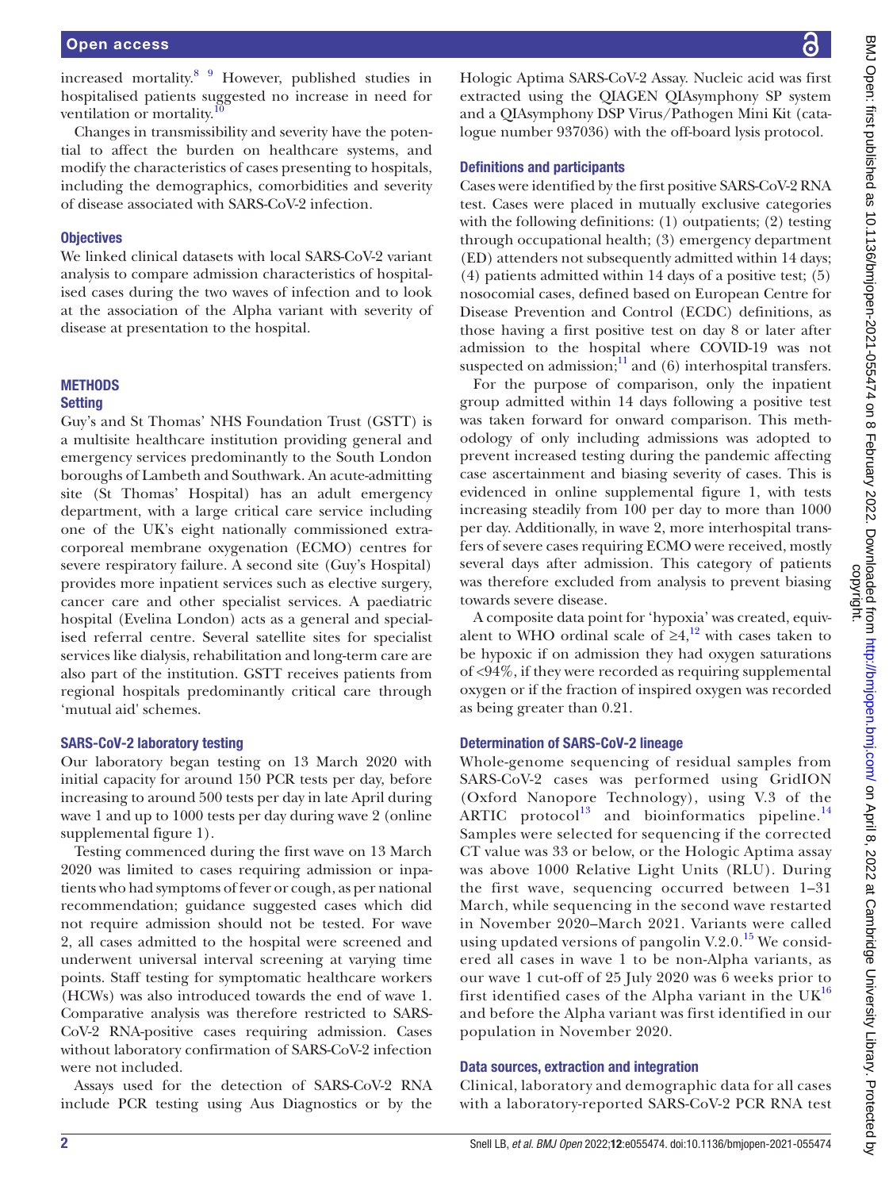increased mortality.[8 9] However, published studies in hospitalised patients suggested no increase in need for ventilation or mortality.[10]

Changes in transmissibility and severity have the potential to affect the burden on healthcare systems, and modify the characteristics of cases presenting to hospitals, including the demographics, comorbidities and severity of disease associated with SARS-CoV-2 infection.

### Objectives

We linked clinical datasets with local SARS-CoV-2 variant analysis to compare admission characteristics of hospitalised cases during the two waves of infection and to look at the association of the Alpha variant with severity of disease at presentation to the hospital.

## METHODS

### Setting

Guy's and St Thomas' NHS Foundation Trust (GSTT) is a multisite healthcare institution providing general and emergency services predominantly to the South London boroughs of Lambeth and Southwark. An acute-admitting site (St Thomas' Hospital) has an adult emergency department, with a large critical care service including one of the UK's eight nationally commissioned extracorporeal membrane oxygenation (ECMO) centres for severe respiratory failure. A second site (Guy's Hospital) provides more inpatient services such as elective surgery, cancer care and other specialist services. A paediatric hospital (Evelina London) acts as a general and specialised referral centre. Several satellite sites for specialist services like dialysis, rehabilitation and long-term care are also part of the institution. GSTT receives patients from regional hospitals predominantly critical care through 'mutual aid' schemes.

### SARS-CoV-2 laboratory testing

Our laboratory began testing on 13 March 2020 with initial capacity for around 150 PCR tests per day, before increasing to around 500 tests per day in late April during wave 1 and up to 1000 tests per day during wave 2 (online supplemental figure 1).

Testing commenced during the first wave on 13 March 2020 was limited to cases requiring admission or inpatients who had symptoms of fever or cough, as per national recommendation; guidance suggested cases which did not require admission should not be tested. For wave 2, all cases admitted to the hospital were screened and underwent universal interval screening at varying time points. Staff testing for symptomatic healthcare workers (HCWs) was also introduced towards the end of wave 1. Comparative analysis was therefore restricted to SARS-CoV-2 RNA-positive cases requiring admission. Cases without laboratory confirmation of SARS-CoV-2 infection were not included.

Assays used for the detection of SARS-CoV-2 RNA include PCR testing using Aus Diagnostics or by the Hologic Aptima SARS-CoV-2 Assay. Nucleic acid was first extracted using the QIAGEN QIAsymphony SP system and a QIAsymphony DSP Virus/Pathogen Mini Kit (catalogue number 937036) with the off-board lysis protocol.

### Definitions and participants

Cases were identified by the first positive SARS-CoV-2 RNA test. Cases were placed in mutually exclusive categories with the following definitions: (1) outpatients; (2) testing through occupational health; (3) emergency department (ED) attenders not subsequently admitted within 14 days; (4) patients admitted within 14 days of a positive test; (5) nosocomial cases, defined based on European Centre for Disease Prevention and Control (ECDC) definitions, as those having a first positive test on day 8 or later after admission to the hospital where COVID-19 was not suspected on admission;[11] and (6) interhospital transfers.

For the purpose of comparison, only the inpatient group admitted within 14 days following a positive test was taken forward for onward comparison. This methodology of only including admissions was adopted to prevent increased testing during the pandemic affecting case ascertainment and biasing severity of cases. This is evidenced in online supplemental figure 1, with tests increasing steadily from 100 per day to more than 1000 per day. Additionally, in wave 2, more interhospital transfers of severe cases requiring ECMO were received, mostly several days after admission. This category of patients was therefore excluded from analysis to prevent biasing towards severe disease.

A composite data point for 'hypoxia' was created, equivalent to WHO ordinal scale of ≥4,[12] with cases taken to be hypoxic if on admission they had oxygen saturations of <94%, if they were recorded as requiring supplemental oxygen or if the fraction of inspired oxygen was recorded as being greater than 0.21.

### Determination of SARS-CoV-2 lineage

Whole-genome sequencing of residual samples from SARS-CoV-2 cases was performed using GridION (Oxford Nanopore Technology), using V.3 of the ARTIC protocol[13] and bioinformatics pipeline.[14] Samples were selected for sequencing if the corrected CT value was 33 or below, or the Hologic Aptima assay was above 1000 Relative Light Units (RLU). During the first wave, sequencing occurred between 1–31 March, while sequencing in the second wave restarted in November 2020–March 2021. Variants were called using updated versions of pangolin V.2.0.[15] We considered all cases in wave 1 to be non-Alpha variants, as our wave 1 cut-off of 25 July 2020 was 6 weeks prior to first identified cases of the Alpha variant in the UK[16] and before the Alpha variant was first identified in our population in November 2020.

### Data sources, extraction and integration

Clinical, laboratory and demographic data for all cases with a laboratory-reported SARS-CoV-2 PCR RNA test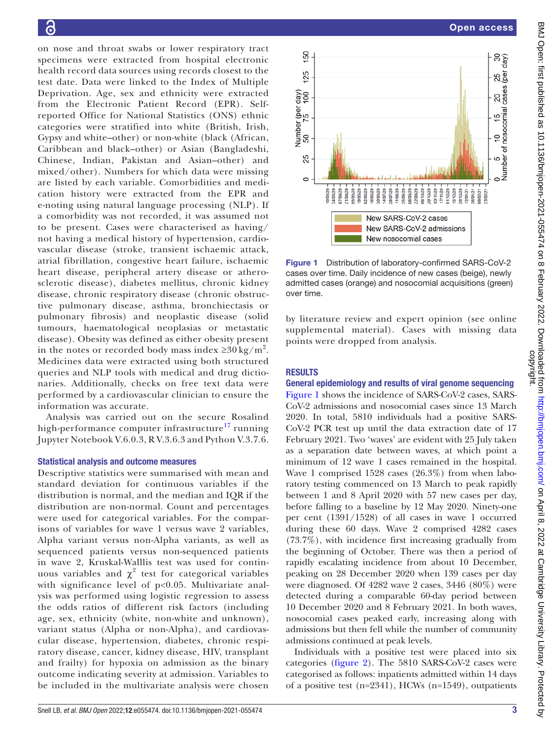on nose and throat swabs or lower respiratory tract specimens were extracted from hospital electronic health record data sources using records closest to the test date. Data were linked to the Index of Multiple Deprivation. Age, sex and ethnicity were extracted from the Electronic Patient Record (EPR). Self-reported Office for National Statistics (ONS) ethnic categories were stratified into white (British, Irish, Gypsy and white–other) or non-white (black (African, Caribbean and black–other) or Asian (Bangladeshi, Chinese, Indian, Pakistan and Asian–other) and mixed/other). Numbers for which data were missing are listed by each variable. Comorbidities and medication history were extracted from the EPR and e-noting using natural language processing (NLP). If a comorbidity was not recorded, it was assumed not to be present. Cases were characterised as having/not having a medical history of hypertension, cardiovascular disease (stroke, transient ischaemic attack, atrial fibrillation, congestive heart failure, ischaemic heart disease, peripheral artery disease or atherosclerotic disease), diabetes mellitus, chronic kidney disease, chronic respiratory disease (chronic obstructive pulmonary disease, asthma, bronchiectasis or pulmonary fibrosis) and neoplastic disease (solid tumours, haematological neoplasias or metastatic disease). Obesity was defined as either obesity present in the notes or recorded body mass index ≥30 kg/m$^2$. Medicines data were extracted using both structured queries and NLP tools with medical and drug dictionaries. Additionally, checks on free text data were performed by a cardiovascular clinician to ensure the information was accurate.

Analysis was carried out on the secure Rosalind high-performance computer infrastructure[17] running Jupyter Notebook V.6.0.3, R V.3.6.3 and Python V.3.7.6.

### Statistical analysis and outcome measures

Descriptive statistics were summarised with mean and standard deviation for continuous variables if the distribution is normal, and the median and IQR if the distribution are non-normal. Count and percentages were used for categorical variables. For the comparisons of variables for wave 1 versus wave 2 variables, Alpha variant versus non-Alpha variants, as well as sequenced patients versus non-sequenced patients in wave 2, Kruskal-Walllis test was used for continuous variables and $\chi^2$ test for categorical variables with significance level of $p<0.05$. Multivariate analysis was performed using logistic regression to assess the odds ratios of different risk factors (including age, sex, ethnicity (white, non-white and unknown), variant status (Alpha or non-Alpha), and cardiovascular disease, hypertension, diabetes, chronic respiratory disease, cancer, kidney disease, HIV, transplant and frailty) for hypoxia on admission as the binary outcome indicating severity at admission. Variables to be included in the multivariate analysis were chosen by literature review and expert opinion (see online supplemental material). Cases with missing data points were dropped from analysis.

Figure 1 Distribution of laboratory-confirmed SARS-CoV-2 cases over time. Daily incidence of new cases (beige), newly admitted cases (orange) and nosocomial acquisitions (green) over time.

## RESULTS

### General epidemiology and results of viral genome sequencing

Figure 1 shows the incidence of SARS-CoV-2 cases, SARS-CoV-2 admissions and nosocomial cases since 13 March 2020. In total, 5810 individuals had a positive SARS-CoV-2 PCR test up until the data extraction date of 17 February 2021. Two 'waves' are evident with 25 July taken as a separation date between waves, at which point a minimum of 12 wave 1 cases remained in the hospital. Wave 1 comprised 1528 cases (26.3%) from when laboratory testing commenced on 13 March to peak rapidly between 1 and 8 April 2020 with 57 new cases per day, before falling to a baseline by 12 May 2020. Ninety-one per cent (1391/1528) of all cases in wave 1 occurred during these 60 days. Wave 2 comprised 4282 cases (73.7%), with incidence first increasing gradually from the beginning of October. There was then a period of rapidly escalating incidence from about 10 December, peaking on 28 December 2020 when 139 cases per day were diagnosed. Of 4282 wave 2 cases, 3446 (80%) were detected during a comparable 60-day period between 10 December 2020 and 8 February 2021. In both waves, nosocomial cases peaked early, increasing along with admissions but then fell while the number of community admissions continued at peak levels.

Individuals with a positive test were placed into six categories (figure 2). The 5810 SARS-CoV-2 cases were categorised as follows: inpatients admitted within 14 days of a positive test (n=2341), HCWs (n=1549), outpatients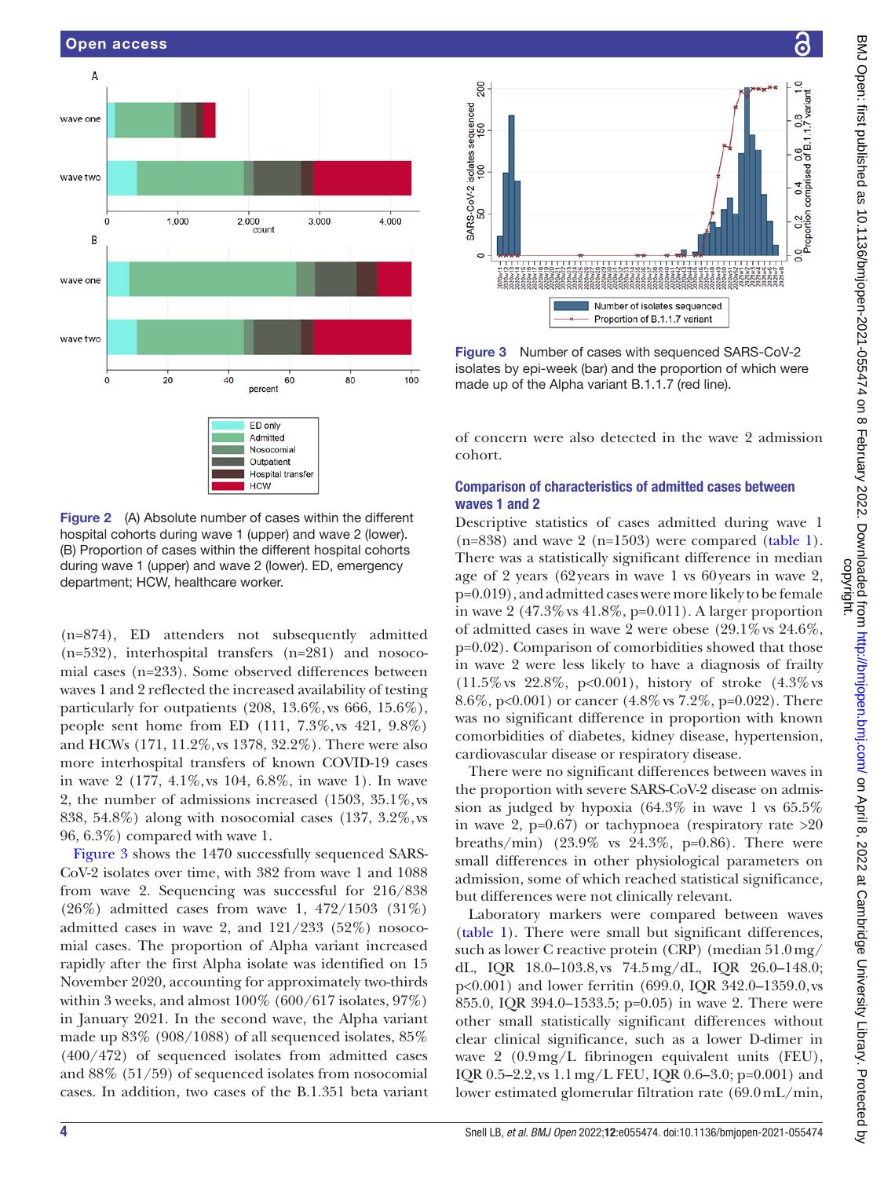Figure 2 (A) Absolute number of cases within the different hospital cohorts during wave 1 (upper) and wave 2 (lower). (B) Proportion of cases within the different hospital cohorts during wave 1 (upper) and wave 2 (lower). ED, emergency department; HCW, healthcare worker.

(n=874), ED attenders not subsequently admitted (n=532), interhospital transfers (n=281) and nosocomial cases (n=233). Some observed differences between waves 1 and 2 reflected the increased availability of testing particularly for outpatients (208, 13.6%, vs 666, 15.6%), people sent home from ED (111, 7.3%, vs 421, 9.8%) and HCWs (171, 11.2%, vs 1378, 32.2%). There were also more interhospital transfers of known COVID-19 cases in wave 2 (177, 4.1%, vs 104, 6.8%, in wave 1). In wave 2, the number of admissions increased (1503, 35.1%, vs 838, 54.8%) along with nosocomial cases (137, 3.2%, vs 96, 6.3%) compared with wave 1.

Figure 3 shows the 1470 successfully sequenced SARS-CoV-2 isolates over time, with 382 from wave 1 and 1088 from wave 2. Sequencing was successful for 216/838 (26%) admitted cases from wave 1, 472/1503 (31%) admitted cases in wave 2, and 121/233 (52%) nosocomial cases. The proportion of Alpha variant increased rapidly after the first Alpha isolate was identified on 15 November 2020, accounting for approximately two-thirds within 3 weeks, and almost 100% (600/617 isolates, 97%) in January 2021. In the second wave, the Alpha variant made up 83% (908/1088) of all sequenced isolates, 85% (400/472) of sequenced isolates from admitted cases and 88% (51/59) of sequenced isolates from nosocomial cases. In addition, two cases of the B.1.351 beta variant of concern were also detected in the wave 2 admission cohort.

Figure 3 Number of cases with sequenced SARS-CoV-2 isolates by epi-week (bar) and the proportion of which were made up of the Alpha variant B.1.1.7 (red line).

## Comparison of characteristics of admitted cases between waves 1 and 2

Descriptive statistics of cases admitted during wave 1 (n=838) and wave 2 (n=1503) were compared (table 1). There was a statistically significant difference in median age of 2 years (62 years in wave 1 vs 60 years in wave 2, p=0.019), and admitted cases were more likely to be female in wave 2 (47.3% vs 41.8%, p=0.011). A larger proportion of admitted cases in wave 2 were obese (29.1% vs 24.6%, p=0.02). Comparison of comorbidities showed that those in wave 2 were less likely to have a diagnosis of frailty (11.5% vs 22.8%, p<0.001), history of stroke (4.3% vs 8.6%, p<0.001) or cancer (4.8% vs 7.2%, p=0.022). There was no significant difference in proportion with known comorbidities of diabetes, kidney disease, hypertension, cardiovascular disease or respiratory disease.

There were no significant differences between waves in the proportion with severe SARS-CoV-2 disease on admission as judged by hypoxia (64.3% in wave 1 vs 65.5% in wave 2, p=0.67) or tachypnoea (respiratory rate >20 breaths/min) (23.9% vs 24.3%, p=0.86). There were small differences in other physiological parameters on admission, some of which reached statistical significance, but differences were not clinically relevant.

Laboratory markers were compared between waves (table 1). There were small but significant differences, such as lower C reactive protein (CRP) (median 51.0 mg/dL, IQR 18.0–103.8, vs 74.5 mg/dL, IQR 26.0–148.0; p<0.001) and lower ferritin (699.0, IQR 342.0–1359.0, vs 855.0, IQR 394.0–1533.5; p=0.05) in wave 2. There were other small statistically significant differences without clear clinical significance, such as a lower D-dimer in wave 2 (0.9 mg/L fibrinogen equivalent units (FEU), IQR 0.5–2.2, vs 1.1 mg/L FEU, IQR 0.6–3.0; p=0.001) and lower estimated glomerular filtration rate (69.0 mL/min,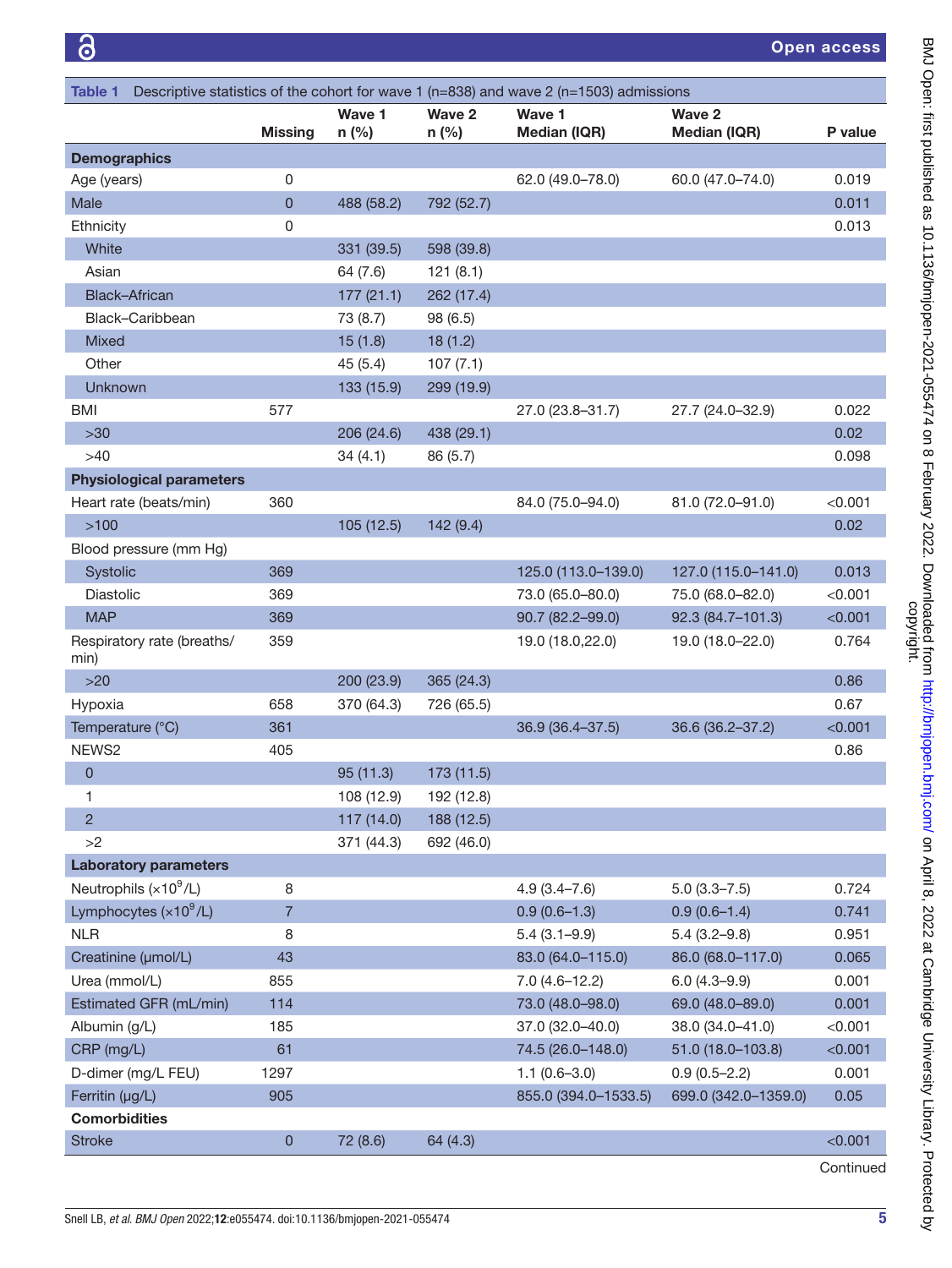Table 1 Descriptive statistics of the cohort for wave 1 (n=838) and wave 2 (n=1503) admissions

| | Missing | Wave 1 n (%) | Wave 2 n (%) | Wave 1 Median (IQR) | Wave 2 Median (IQR) | P value |
|---|---|---|---|---|---|---|
| **Demographics** | | | | | | |
| Age (years) | 0 | | | 62.0 (49.0–78.0) | 60.0 (47.0–74.0) | 0.019 |
| Male | 0 | 488 (58.2) | 792 (52.7) | | | 0.011 |
| Ethnicity | 0 | | | | | 0.013 |
| White | | 331 (39.5) | 598 (39.8) | | | |
| Asian | | 64 (7.6) | 121 (8.1) | | | |
| Black–African | | 177 (21.1) | 262 (17.4) | | | |
| Black–Caribbean | | 73 (8.7) | 98 (6.5) | | | |
| Mixed | | 15 (1.8) | 18 (1.2) | | | |
| Other | | 45 (5.4) | 107 (7.1) | | | |
| Unknown | | 133 (15.9) | 299 (19.9) | | | |
| BMI | 577 | | | 27.0 (23.8–31.7) | 27.7 (24.0–32.9) | 0.022 |
| >30 | | 206 (24.6) | 438 (29.1) | | | 0.02 |
| >40 | | 34 (4.1) | 86 (5.7) | | | 0.098 |
| **Physiological parameters** | | | | | | |
| Heart rate (beats/min) | 360 | | | 84.0 (75.0–94.0) | 81.0 (72.0–91.0) | <0.001 |
| >100 | | 105 (12.5) | 142 (9.4) | | | 0.02 |
| Blood pressure (mm Hg) | | | | | | |
| Systolic | 369 | | | 125.0 (113.0–139.0) | 127.0 (115.0–141.0) | 0.013 |
| Diastolic | 369 | | | 73.0 (65.0–80.0) | 75.0 (68.0–82.0) | <0.001 |
| MAP | 369 | | | 90.7 (82.2–99.0) | 92.3 (84.7–101.3) | <0.001 |
| Respiratory rate (breaths/min) | 359 | | | 19.0 (18.0,22.0) | 19.0 (18.0–22.0) | 0.764 |
| >20 | | 200 (23.9) | 365 (24.3) | | | 0.86 |
| Hypoxia | 658 | 370 (64.3) | 726 (65.5) | | | 0.67 |
| Temperature (°C) | 361 | | | 36.9 (36.4–37.5) | 36.6 (36.2–37.2) | <0.001 |
| NEWS2 | 405 | | | | | 0.86 |
| 0 | | 95 (11.3) | 173 (11.5) | | | |
| 1 | | 108 (12.9) | 192 (12.8) | | | |
| 2 | | 117 (14.0) | 188 (12.5) | | | |
| >2 | | 371 (44.3) | 692 (46.0) | | | |
| **Laboratory parameters** | | | | | | |
| Neutrophils ($\times10^9$/L) | 8 | | | 4.9 (3.4–7.6) | 5.0 (3.3–7.5) | 0.724 |
| Lymphocytes ($\times10^9$/L) | 7 | | | 0.9 (0.6–1.3) | 0.9 (0.6–1.4) | 0.741 |
| NLR | 8 | | | 5.4 (3.1–9.9) | 5.4 (3.2–9.8) | 0.951 |
| Creatinine (µmol/L) | 43 | | | 83.0 (64.0–115.0) | 86.0 (68.0–117.0) | 0.065 |
| Urea (mmol/L) | 855 | | | 7.0 (4.6–12.2) | 6.0 (4.3–9.9) | 0.001 |
| Estimated GFR (mL/min) | 114 | | | 73.0 (48.0–98.0) | 69.0 (48.0–89.0) | 0.001 |
| Albumin (g/L) | 185 | | | 37.0 (32.0–40.0) | 38.0 (34.0–41.0) | <0.001 |
| CRP (mg/L) | 61 | | | 74.5 (26.0–148.0) | 51.0 (18.0–103.8) | <0.001 |
| D-dimer (mg/L FEU) | 1297 | | | 1.1 (0.6–3.0) | 0.9 (0.5–2.2) | 0.001 |
| Ferritin (µg/L) | 905 | | | 855.0 (394.0–1533.5) | 699.0 (342.0–1359.0) | 0.05 |
| **Comorbidities** | | | | | | |
| Stroke | 0 | 72 (8.6) | 64 (4.3) | | | <0.001 |

Continued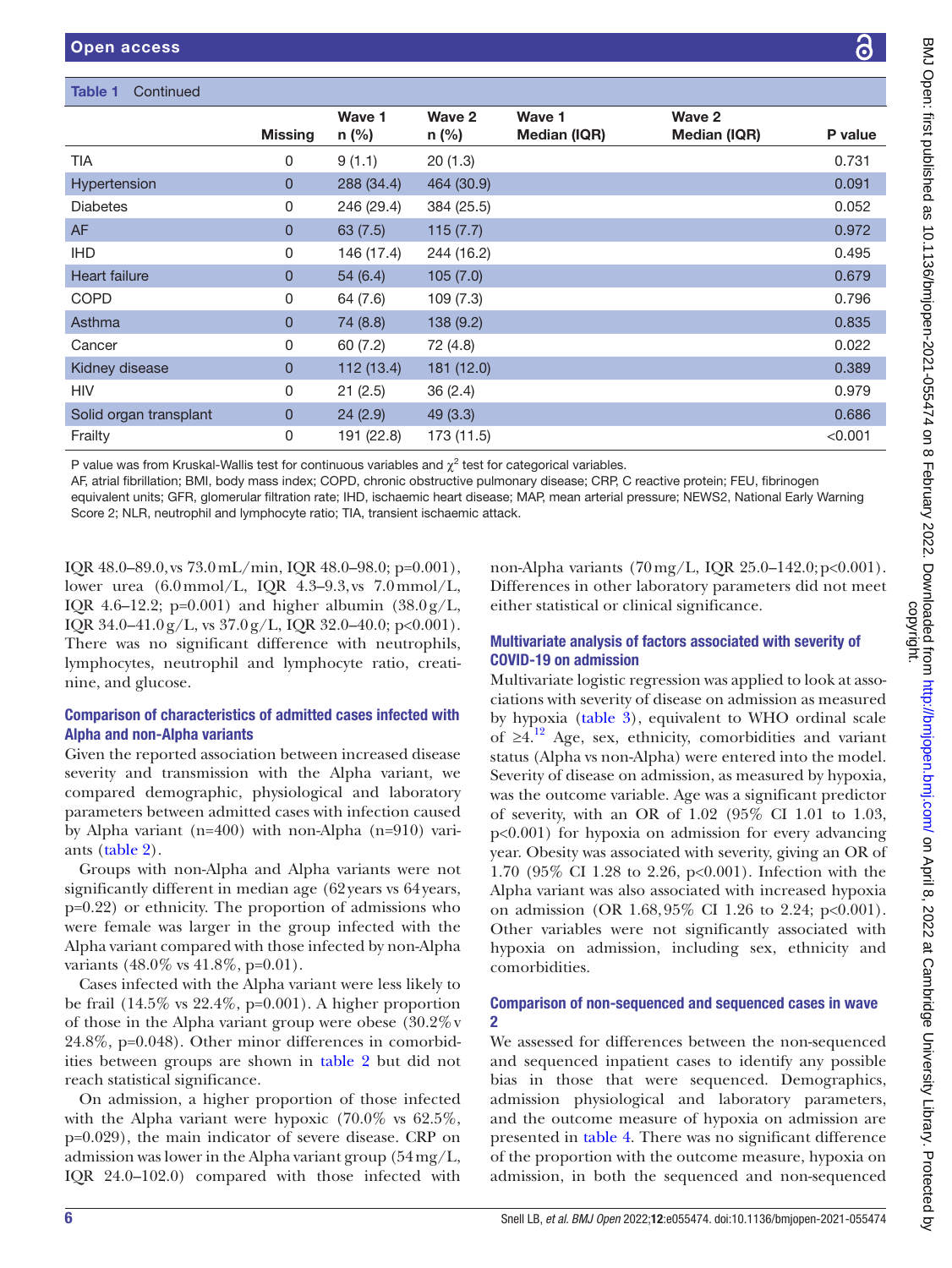**Table 1** Continued

| | Missing | Wave 1 n (%) | Wave 2 n (%) | Wave 1 Median (IQR) | Wave 2 Median (IQR) | P value |
|---|---|---|---|---|---|---|
| TIA | 0 | 9 (1.1) | 20 (1.3) | | | 0.731 |
| Hypertension | 0 | 288 (34.4) | 464 (30.9) | | | 0.091 |
| Diabetes | 0 | 246 (29.4) | 384 (25.5) | | | 0.052 |
| AF | 0 | 63 (7.5) | 115 (7.7) | | | 0.972 |
| IHD | 0 | 146 (17.4) | 244 (16.2) | | | 0.495 |
| Heart failure | 0 | 54 (6.4) | 105 (7.0) | | | 0.679 |
| COPD | 0 | 64 (7.6) | 109 (7.3) | | | 0.796 |
| Asthma | 0 | 74 (8.8) | 138 (9.2) | | | 0.835 |
| Cancer | 0 | 60 (7.2) | 72 (4.8) | | | 0.022 |
| Kidney disease | 0 | 112 (13.4) | 181 (12.0) | | | 0.389 |
| HIV | 0 | 21 (2.5) | 36 (2.4) | | | 0.979 |
| Solid organ transplant | 0 | 24 (2.9) | 49 (3.3) | | | 0.686 |
| Frailty | 0 | 191 (22.8) | 173 (11.5) | | | <0.001 |

P value was from Kruskal-Wallis test for continuous variables and $\chi^2$ test for categorical variables.
AF, atrial fibrillation; BMI, body mass index; COPD, chronic obstructive pulmonary disease; CRP, C reactive protein; FEU, fibrinogen equivalent units; GFR, glomerular filtration rate; IHD, ischaemic heart disease; MAP, mean arterial pressure; NEWS2, National Early Warning Score 2; NLR, neutrophil and lymphocyte ratio; TIA, transient ischaemic attack.

IQR 48.0–89.0, vs 73.0 mL/min, IQR 48.0–98.0; p=0.001), lower urea (6.0 mmol/L, IQR 4.3–9.3, vs 7.0 mmol/L, IQR 4.6–12.2; p=0.001) and higher albumin (38.0 g/L, IQR 34.0–41.0 g/L, vs 37.0 g/L, IQR 32.0–40.0; p<0.001). There was no significant difference with neutrophils, lymphocytes, neutrophil and lymphocyte ratio, creatinine, and glucose.

### Comparison of characteristics of admitted cases infected with Alpha and non-Alpha variants

Given the reported association between increased disease severity and transmission with the Alpha variant, we compared demographic, physiological and laboratory parameters between admitted cases with infection caused by Alpha variant (n=400) with non-Alpha (n=910) variants (table 2).

Groups with non-Alpha and Alpha variants were not significantly different in median age (62 years vs 64 years, p=0.22) or ethnicity. The proportion of admissions who were female was larger in the group infected with the Alpha variant compared with those infected by non-Alpha variants (48.0% vs 41.8%, p=0.01).

Cases infected with the Alpha variant were less likely to be frail (14.5% vs 22.4%, p=0.001). A higher proportion of those in the Alpha variant group were obese (30.2% v 24.8%, p=0.048). Other minor differences in comorbidities between groups are shown in table 2 but did not reach statistical significance.

On admission, a higher proportion of those infected with the Alpha variant were hypoxic (70.0% vs 62.5%, p=0.029), the main indicator of severe disease. CRP on admission was lower in the Alpha variant group (54 mg/L, IQR 24.0–102.0) compared with those infected with non-Alpha variants (70 mg/L, IQR 25.0–142.0; p<0.001). Differences in other laboratory parameters did not meet either statistical or clinical significance.

### Multivariate analysis of factors associated with severity of COVID-19 on admission

Multivariate logistic regression was applied to look at associations with severity of disease on admission as measured by hypoxia (table 3), equivalent to WHO ordinal scale of ≥4.[12] Age, sex, ethnicity, comorbidities and variant status (Alpha vs non-Alpha) were entered into the model. Severity of disease on admission, as measured by hypoxia, was the outcome variable. Age was a significant predictor of severity, with an OR of 1.02 (95% CI 1.01 to 1.03, p<0.001) for hypoxia on admission for every advancing year. Obesity was associated with severity, giving an OR of 1.70 (95% CI 1.28 to 2.26, p<0.001). Infection with the Alpha variant was also associated with increased hypoxia on admission (OR 1.68, 95% CI 1.26 to 2.24; p<0.001). Other variables were not significantly associated with hypoxia on admission, including sex, ethnicity and comorbidities.

### Comparison of non-sequenced and sequenced cases in wave 2

We assessed for differences between the non-sequenced and sequenced inpatient cases to identify any possible bias in those that were sequenced. Demographics, admission physiological and laboratory parameters, and the outcome measure of hypoxia on admission are presented in table 4. There was no significant difference of the proportion with the outcome measure, hypoxia on admission, in both the sequenced and non-sequenced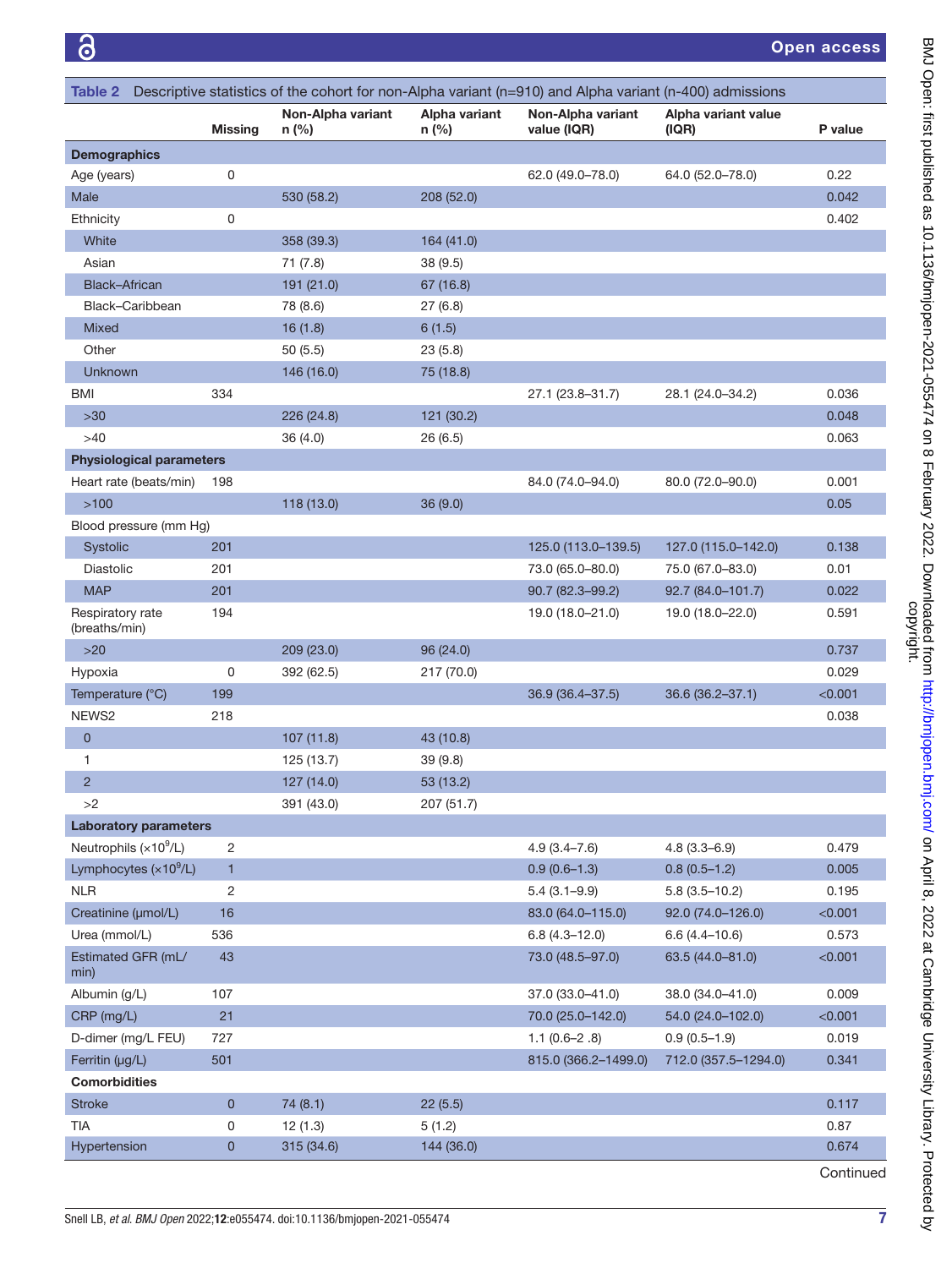Table 2 Descriptive statistics of the cohort for non-Alpha variant (n=910) and Alpha variant (n-400) admissions

| | Missing | Non-Alpha variant n (%) | Alpha variant n (%) | Non-Alpha variant value (IQR) | Alpha variant value (IQR) | P value |
|---|---|---|---|---|---|---|
| **Demographics** | | | | | | |
| Age (years) | 0 | | | 62.0 (49.0–78.0) | 64.0 (52.0–78.0) | 0.22 |
| Male | | 530 (58.2) | 208 (52.0) | | | 0.042 |
| Ethnicity | 0 | | | | | 0.402 |
| White | | 358 (39.3) | 164 (41.0) | | | |
| Asian | | 71 (7.8) | 38 (9.5) | | | |
| Black–African | | 191 (21.0) | 67 (16.8) | | | |
| Black–Caribbean | | 78 (8.6) | 27 (6.8) | | | |
| Mixed | | 16 (1.8) | 6 (1.5) | | | |
| Other | | 50 (5.5) | 23 (5.8) | | | |
| Unknown | | 146 (16.0) | 75 (18.8) | | | |
| BMI | 334 | | | 27.1 (23.8–31.7) | 28.1 (24.0–34.2) | 0.036 |
| >30 | | 226 (24.8) | 121 (30.2) | | | 0.048 |
| >40 | | 36 (4.0) | 26 (6.5) | | | 0.063 |
| **Physiological parameters** | | | | | | |
| Heart rate (beats/min) | 198 | | | 84.0 (74.0–94.0) | 80.0 (72.0–90.0) | 0.001 |
| >100 | | 118 (13.0) | 36 (9.0) | | | 0.05 |
| Blood pressure (mm Hg) | | | | | | |
| Systolic | 201 | | | 125.0 (113.0–139.5) | 127.0 (115.0–142.0) | 0.138 |
| Diastolic | 201 | | | 73.0 (65.0–80.0) | 75.0 (67.0–83.0) | 0.01 |
| MAP | 201 | | | 90.7 (82.3–99.2) | 92.7 (84.0–101.7) | 0.022 |
| Respiratory rate (breaths/min) | 194 | | | 19.0 (18.0–21.0) | 19.0 (18.0–22.0) | 0.591 |
| >20 | | 209 (23.0) | 96 (24.0) | | | 0.737 |
| Hypoxia | 0 | 392 (62.5) | 217 (70.0) | | | 0.029 |
| Temperature (°C) | 199 | | | 36.9 (36.4–37.5) | 36.6 (36.2–37.1) | <0.001 |
| NEWS2 | 218 | | | | | 0.038 |
| 0 | | 107 (11.8) | 43 (10.8) | | | |
| 1 | | 125 (13.7) | 39 (9.8) | | | |
| 2 | | 127 (14.0) | 53 (13.2) | | | |
| >2 | | 391 (43.0) | 207 (51.7) | | | |
| **Laboratory parameters** | | | | | | |
| Neutrophils ($\times 10^9$/L) | 2 | | | 4.9 (3.4–7.6) | 4.8 (3.3–6.9) | 0.479 |
| Lymphocytes ($\times 10^9$/L) | 1 | | | 0.9 (0.6–1.3) | 0.8 (0.5–1.2) | 0.005 |
| NLR | 2 | | | 5.4 (3.1–9.9) | 5.8 (3.5–10.2) | 0.195 |
| Creatinine (µmol/L) | 16 | | | 83.0 (64.0–115.0) | 92.0 (74.0–126.0) | <0.001 |
| Urea (mmol/L) | 536 | | | 6.8 (4.3–12.0) | 6.6 (4.4–10.6) | 0.573 |
| Estimated GFR (mL/min) | 43 | | | 73.0 (48.5–97.0) | 63.5 (44.0–81.0) | <0.001 |
| Albumin (g/L) | 107 | | | 37.0 (33.0–41.0) | 38.0 (34.0–41.0) | 0.009 |
| CRP (mg/L) | 21 | | | 70.0 (25.0–142.0) | 54.0 (24.0–102.0) | <0.001 |
| D-dimer (mg/L FEU) | 727 | | | 1.1 (0.6–2 .8) | 0.9 (0.5–1.9) | 0.019 |
| Ferritin (µg/L) | 501 | | | 815.0 (366.2–1499.0) | 712.0 (357.5–1294.0) | 0.341 |
| **Comorbidities** | | | | | | |
| Stroke | 0 | 74 (8.1) | 22 (5.5) | | | 0.117 |
| TIA | 0 | 12 (1.3) | 5 (1.2) | | | 0.87 |
| Hypertension | 0 | 315 (34.6) | 144 (36.0) | | | 0.674 |

Continued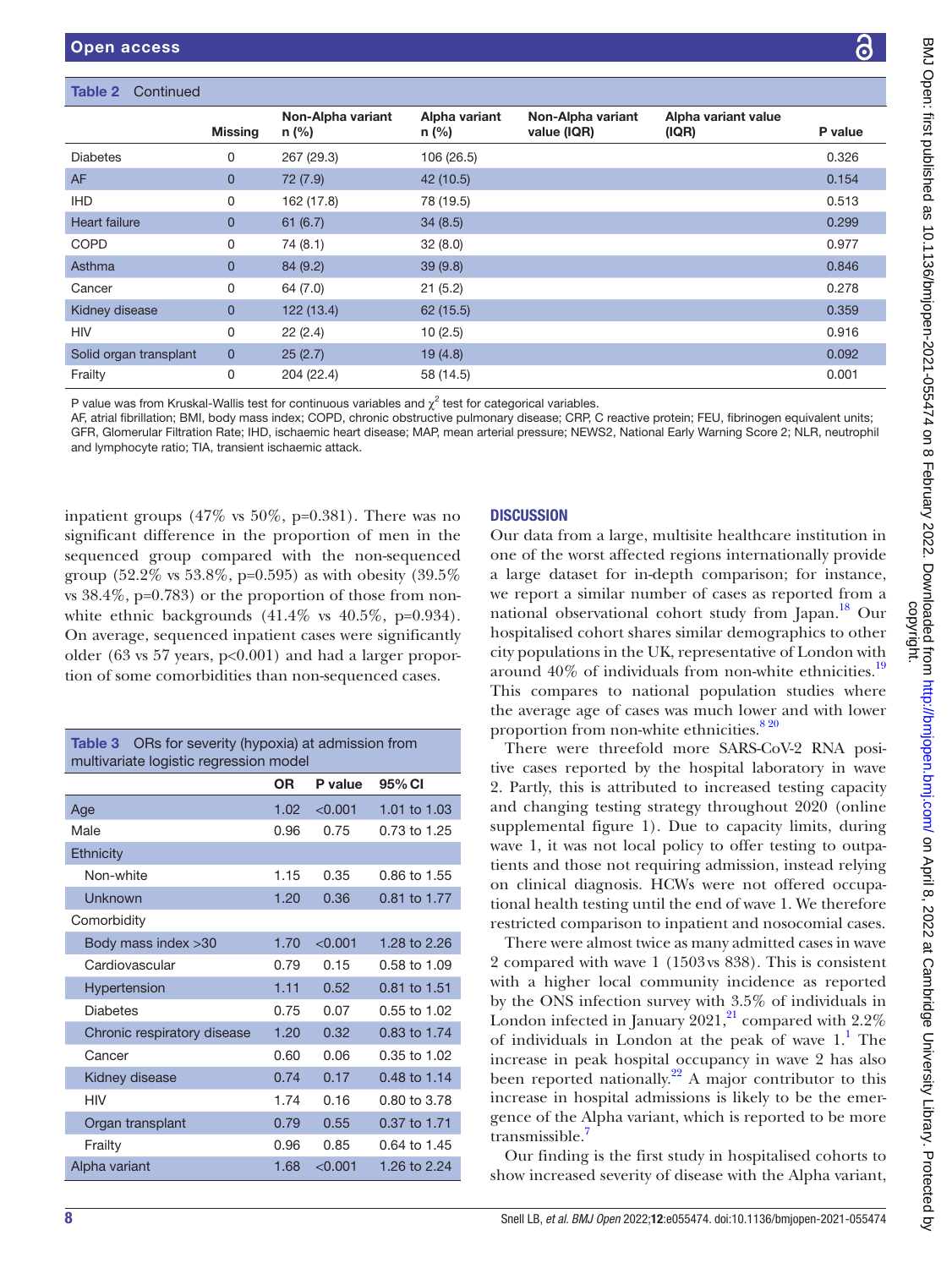**Table 2** Continued

| | Missing | Non-Alpha variant n (%) | Alpha variant n (%) | Non-Alpha variant value (IQR) | Alpha variant value (IQR) | P value |
|---|---|---|---|---|---|---|
| Diabetes | 0 | 267 (29.3) | 106 (26.5) | | | 0.326 |
| AF | 0 | 72 (7.9) | 42 (10.5) | | | 0.154 |
| IHD | 0 | 162 (17.8) | 78 (19.5) | | | 0.513 |
| Heart failure | 0 | 61 (6.7) | 34 (8.5) | | | 0.299 |
| COPD | 0 | 74 (8.1) | 32 (8.0) | | | 0.977 |
| Asthma | 0 | 84 (9.2) | 39 (9.8) | | | 0.846 |
| Cancer | 0 | 64 (7.0) | 21 (5.2) | | | 0.278 |
| Kidney disease | 0 | 122 (13.4) | 62 (15.5) | | | 0.359 |
| HIV | 0 | 22 (2.4) | 10 (2.5) | | | 0.916 |
| Solid organ transplant | 0 | 25 (2.7) | 19 (4.8) | | | 0.092 |
| Frailty | 0 | 204 (22.4) | 58 (14.5) | | | 0.001 |

P value was from Kruskal-Wallis test for continuous variables and $\chi^2$ test for categorical variables.
AF, atrial fibrillation; BMI, body mass index; COPD, chronic obstructive pulmonary disease; CRP, C reactive protein; FEU, fibrinogen equivalent units; GFR, Glomerular Filtration Rate; IHD, ischaemic heart disease; MAP, mean arterial pressure; NEWS2, National Early Warning Score 2; NLR, neutrophil and lymphocyte ratio; TIA, transient ischaemic attack.

inpatient groups (47% vs 50%, p=0.381). There was no significant difference in the proportion of men in the sequenced group compared with the non-sequenced group (52.2% vs 53.8%, p=0.595) as with obesity (39.5% vs 38.4%, p=0.783) or the proportion of those from non-white ethnic backgrounds (41.4% vs 40.5%, p=0.934). On average, sequenced inpatient cases were significantly older (63 vs 57 years, p<0.001) and had a larger proportion of some comorbidities than non-sequenced cases.

**Table 3** ORs for severity (hypoxia) at admission from multivariate logistic regression model

| | OR | P value | 95% CI |
|---|---|---|---|
| Age | 1.02 | <0.001 | 1.01 to 1.03 |
| Male | 0.96 | 0.75 | 0.73 to 1.25 |
| Ethnicity | | | |
| Non-white | 1.15 | 0.35 | 0.86 to 1.55 |
| Unknown | 1.20 | 0.36 | 0.81 to 1.77 |
| Comorbidity | | | |
| Body mass index >30 | 1.70 | <0.001 | 1.28 to 2.26 |
| Cardiovascular | 0.79 | 0.15 | 0.58 to 1.09 |
| Hypertension | 1.11 | 0.52 | 0.81 to 1.51 |
| Diabetes | 0.75 | 0.07 | 0.55 to 1.02 |
| Chronic respiratory disease | 1.20 | 0.32 | 0.83 to 1.74 |
| Cancer | 0.60 | 0.06 | 0.35 to 1.02 |
| Kidney disease | 0.74 | 0.17 | 0.48 to 1.14 |
| HIV | 1.74 | 0.16 | 0.80 to 3.78 |
| Organ transplant | 0.79 | 0.55 | 0.37 to 1.71 |
| Frailty | 0.96 | 0.85 | 0.64 to 1.45 |
| Alpha variant | 1.68 | <0.001 | 1.26 to 2.24 |

## DISCUSSION

Our data from a large, multisite healthcare institution in one of the worst affected regions internationally provide a large dataset for in-depth comparison; for instance, we report a similar number of cases as reported from a national observational cohort study from Japan.[18] Our hospitalised cohort shares similar demographics to other city populations in the UK, representative of London with around 40% of individuals from non-white ethnicities.[19] This compares to national population studies where the average age of cases was much lower and with lower proportion from non-white ethnicities.[8,20]

There were threefold more SARS-CoV-2 RNA positive cases reported by the hospital laboratory in wave 2. Partly, this is attributed to increased testing capacity and changing testing strategy throughout 2020 (online supplemental figure 1). Due to capacity limits, during wave 1, it was not local policy to offer testing to outpatients and those not requiring admission, instead relying on clinical diagnosis. HCWs were not offered occupational health testing until the end of wave 1. We therefore restricted comparison to inpatient and nosocomial cases.

There were almost twice as many admitted cases in wave 2 compared with wave 1 (1503 vs 838). This is consistent with a higher local community incidence as reported by the ONS infection survey with 3.5% of individuals in London infected in January 2021,[21] compared with 2.2% of individuals in London at the peak of wave 1.[1] The increase in peak hospital occupancy in wave 2 has also been reported nationally.[22] A major contributor to this increase in hospital admissions is likely to be the emergence of the Alpha variant, which is reported to be more transmissible.[7]

Our finding is the first study in hospitalised cohorts to show increased severity of disease with the Alpha variant,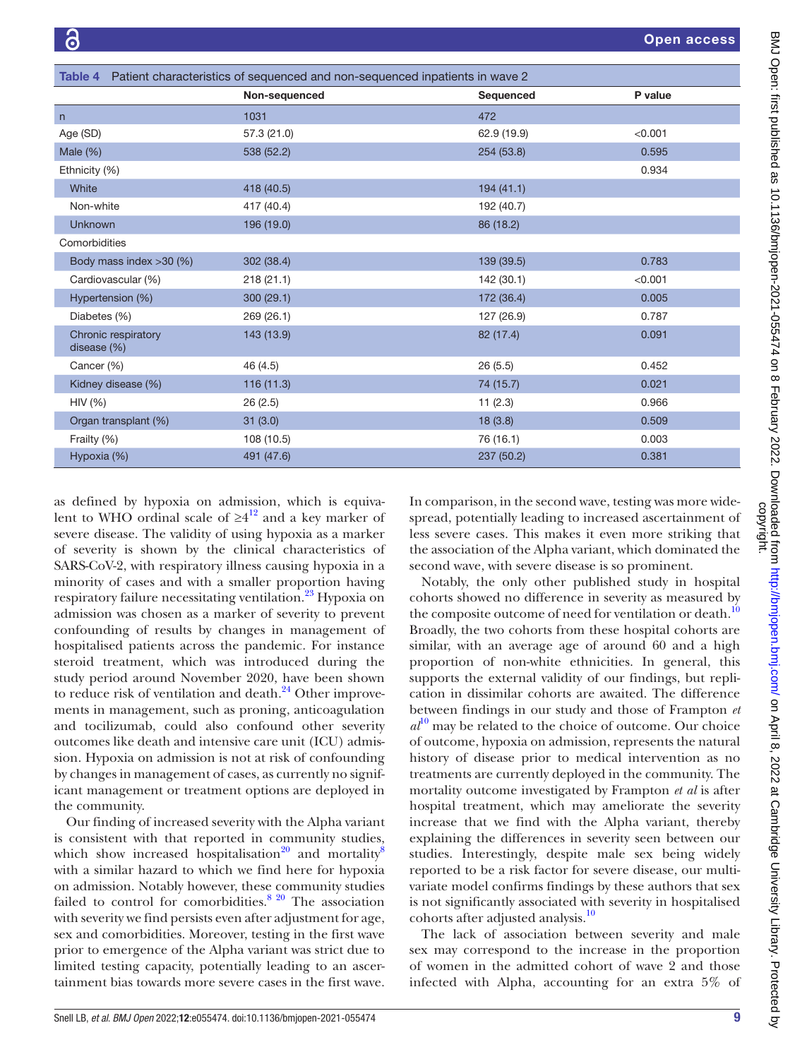Table 4 Patient characteristics of sequenced and non-sequenced inpatients in wave 2

| | Non-sequenced | Sequenced | P value |
|---|---|---|---|
| n | 1031 | 472 | |
| Age (SD) | 57.3 (21.0) | 62.9 (19.9) | <0.001 |
| Male (%) | 538 (52.2) | 254 (53.8) | 0.595 |
| Ethnicity (%) | | | 0.934 |
| White | 418 (40.5) | 194 (41.1) | |
| Non-white | 417 (40.4) | 192 (40.7) | |
| Unknown | 196 (19.0) | 86 (18.2) | |
| Comorbidities | | | |
| Body mass index >30 (%) | 302 (38.4) | 139 (39.5) | 0.783 |
| Cardiovascular (%) | 218 (21.1) | 142 (30.1) | <0.001 |
| Hypertension (%) | 300 (29.1) | 172 (36.4) | 0.005 |
| Diabetes (%) | 269 (26.1) | 127 (26.9) | 0.787 |
| Chronic respiratory disease (%) | 143 (13.9) | 82 (17.4) | 0.091 |
| Cancer (%) | 46 (4.5) | 26 (5.5) | 0.452 |
| Kidney disease (%) | 116 (11.3) | 74 (15.7) | 0.021 |
| HIV (%) | 26 (2.5) | 11 (2.3) | 0.966 |
| Organ transplant (%) | 31 (3.0) | 18 (3.8) | 0.509 |
| Frailty (%) | 108 (10.5) | 76 (16.1) | 0.003 |
| Hypoxia (%) | 491 (47.6) | 237 (50.2) | 0.381 |

as defined by hypoxia on admission, which is equivalent to WHO ordinal scale of ≥4[12] and a key marker of severe disease. The validity of using hypoxia as a marker of severity is shown by the clinical characteristics of SARS-CoV-2, with respiratory illness causing hypoxia in a minority of cases and with a smaller proportion having respiratory failure necessitating ventilation.[23] Hypoxia on admission was chosen as a marker of severity to prevent confounding of results by changes in management of hospitalised patients across the pandemic. For instance steroid treatment, which was introduced during the study period around November 2020, have been shown to reduce risk of ventilation and death.[24] Other improvements in management, such as proning, anticoagulation and tocilizumab, could also confound other severity outcomes like death and intensive care unit (ICU) admission. Hypoxia on admission is not at risk of confounding by changes in management of cases, as currently no significant management or treatment options are deployed in the community.

Our finding of increased severity with the Alpha variant is consistent with that reported in community studies, which show increased hospitalisation[20] and mortality[8] with a similar hazard to which we find here for hypoxia on admission. Notably however, these community studies failed to control for comorbidities.[8 20] The association with severity we find persists even after adjustment for age, sex and comorbidities. Moreover, testing in the first wave prior to emergence of the Alpha variant was strict due to limited testing capacity, potentially leading to an ascertainment bias towards more severe cases in the first wave. In comparison, in the second wave, testing was more widespread, potentially leading to increased ascertainment of less severe cases. This makes it even more striking that the association of the Alpha variant, which dominated the second wave, with severe disease is so prominent.

Notably, the only other published study in hospital cohorts showed no difference in severity as measured by the composite outcome of need for ventilation or death.[10] Broadly, the two cohorts from these hospital cohorts are similar, with an average age of around 60 and a high proportion of non-white ethnicities. In general, this supports the external validity of our findings, but replication in dissimilar cohorts are awaited. The difference between findings in our study and those of Frampton *et al*[10] may be related to the choice of outcome. Our choice of outcome, hypoxia on admission, represents the natural history of disease prior to medical intervention as no treatments are currently deployed in the community. The mortality outcome investigated by Frampton *et al* is after hospital treatment, which may ameliorate the severity increase that we find with the Alpha variant, thereby explaining the differences in severity seen between our studies. Interestingly, despite male sex being widely reported to be a risk factor for severe disease, our multivariate model confirms findings by these authors that sex is not significantly associated with severity in hospitalised cohorts after adjusted analysis.[10]

The lack of association between severity and male sex may correspond to the increase in the proportion of women in the admitted cohort of wave 2 and those infected with Alpha, accounting for an extra 5% of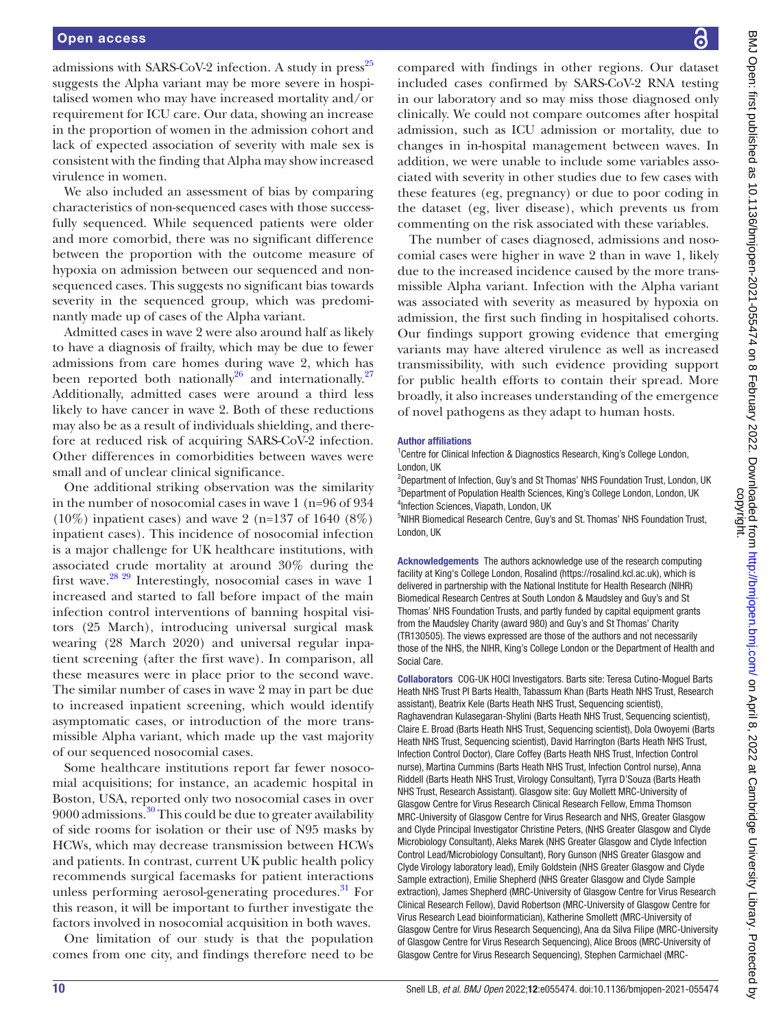admissions with SARS-CoV-2 infection. A study in press[25] suggests the Alpha variant may be more severe in hospitalised women who may have increased mortality and/or requirement for ICU care. Our data, showing an increase in the proportion of women in the admission cohort and lack of expected association of severity with male sex is consistent with the finding that Alpha may show increased virulence in women.

We also included an assessment of bias by comparing characteristics of non-sequenced cases with those successfully sequenced. While sequenced patients were older and more comorbid, there was no significant difference between the proportion with the outcome measure of hypoxia on admission between our sequenced and non-sequenced cases. This suggests no significant bias towards severity in the sequenced group, which was predominantly made up of cases of the Alpha variant.

Admitted cases in wave 2 were also around half as likely to have a diagnosis of frailty, which may be due to fewer admissions from care homes during wave 2, which has been reported both nationally[26] and internationally.[27] Additionally, admitted cases were around a third less likely to have cancer in wave 2. Both of these reductions may also be as a result of individuals shielding, and therefore at reduced risk of acquiring SARS-CoV-2 infection. Other differences in comorbidities between waves were small and of unclear clinical significance.

One additional striking observation was the similarity in the number of nosocomial cases in wave 1 (n=96 of 934 (10%) inpatient cases) and wave 2 (n=137 of 1640 (8%) inpatient cases). This incidence of nosocomial infection is a major challenge for UK healthcare institutions, with associated crude mortality at around 30% during the first wave.[28 29] Interestingly, nosocomial cases in wave 1 increased and started to fall before impact of the main infection control interventions of banning hospital visitors (25 March), introducing universal surgical mask wearing (28 March 2020) and universal regular inpatient screening (after the first wave). In comparison, all these measures were in place prior to the second wave. The similar number of cases in wave 2 may in part be due to increased inpatient screening, which would identify asymptomatic cases, or introduction of the more transmissible Alpha variant, which made up the vast majority of our sequenced nosocomial cases.

Some healthcare institutions report far fewer nosocomial acquisitions; for instance, an academic hospital in Boston, USA, reported only two nosocomial cases in over 9000 admissions.[30] This could be due to greater availability of side rooms for isolation or their use of N95 masks by HCWs, which may decrease transmission between HCWs and patients. In contrast, current UK public health policy recommends surgical facemasks for patient interactions unless performing aerosol-generating procedures.[31] For this reason, it will be important to further investigate the factors involved in nosocomial acquisition in both waves.

One limitation of our study is that the population comes from one city, and findings therefore need to be compared with findings in other regions. Our dataset included cases confirmed by SARS-CoV-2 RNA testing in our laboratory and so may miss those diagnosed only clinically. We could not compare outcomes after hospital admission, such as ICU admission or mortality, due to changes in in-hospital management between waves. In addition, we were unable to include some variables associated with severity in other studies due to few cases with these features (eg, pregnancy) or due to poor coding in the dataset (eg, liver disease), which prevents us from commenting on the risk associated with these variables.

The number of cases diagnosed, admissions and nosocomial cases were higher in wave 2 than in wave 1, likely due to the increased incidence caused by the more transmissible Alpha variant. Infection with the Alpha variant was associated with severity as measured by hypoxia on admission, the first such finding in hospitalised cohorts. Our findings support growing evidence that emerging variants may have altered virulence as well as increased transmissibility, with such evidence providing support for public health efforts to contain their spread. More broadly, it also increases understanding of the emergence of novel pathogens as they adapt to human hosts.

**Author affiliations**

[1]Centre for Clinical Infection & Diagnostics Research, King's College London, London, UK
[2]Department of Infection, Guy's and St Thomas' NHS Foundation Trust, London, UK
[3]Department of Population Health Sciences, King's College London, London, UK
[4]Infection Sciences, Viapath, London, UK
[5]NIHR Biomedical Research Centre, Guy's and St. Thomas' NHS Foundation Trust, London, UK

**Acknowledgements** The authors acknowledge use of the research computing facility at King's College London, Rosalind (https://rosalind.kcl.ac.uk), which is delivered in partnership with the National Institute for Health Research (NIHR) Biomedical Research Centres at South London & Maudsley and Guy's and St Thomas' NHS Foundation Trusts, and partly funded by capital equipment grants from the Maudsley Charity (award 980) and Guy's and St Thomas' Charity (TR130505). The views expressed are those of the authors and not necessarily those of the NHS, the NIHR, King's College London or the Department of Health and Social Care.

**Collaborators** COG-UK HOCI Investigators. Barts site: Teresa Cutino-Moguel Barts Heath NHS Trust PI Barts Health, Tabassum Khan (Barts Heath NHS Trust, Research assistant), Beatrix Kele (Barts Heath NHS Trust, Sequencing scientist), Raghavendran Kulasegaran-Shylini (Barts Heath NHS Trust, Sequencing scientist), Claire E. Broad (Barts Heath NHS Trust, Sequencing scientist), Dola Owoyemi (Barts Heath NHS Trust, Sequencing scientist), David Harrington (Barts Heath NHS Trust, Infection Control Doctor), Clare Coffey (Barts Heath NHS Trust, Infection Control nurse), Martina Cummins (Barts Heath NHS Trust, Infection Control nurse), Anna Riddell (Barts Heath NHS Trust, Virology Consultant), Tyrra D'Souza (Barts Heath NHS Trust, Research Assistant). Glasgow site: Guy Mollett MRC-University of Glasgow Centre for Virus Research Clinical Research Fellow, Emma Thomson MRC-University of Glasgow Centre for Virus Research and NHS, Greater Glasgow and Clyde Principal Investigator Christine Peters, (NHS Greater Glasgow and Clyde Microbiology Consultant), Aleks Marek (NHS Greater Glasgow and Clyde Infection Control Lead/Microbiology Consultant), Rory Gunson (NHS Greater Glasgow and Clyde Virology laboratory lead), Emily Goldstein (NHS Greater Glasgow and Clyde Sample extraction), Emilie Shepherd (NHS Greater Glasgow and Clyde Sample extraction), James Shepherd (MRC-University of Glasgow Centre for Virus Research Clinical Research Fellow), David Robertson (MRC-University of Glasgow Centre for Virus Research Lead bioinformatician), Katherine Smollett (MRC-University of Glasgow Centre for Virus Research Sequencing), Ana da Silva Filipe (MRC-University of Glasgow Centre for Virus Research Sequencing), Alice Broos (MRC-University of Glasgow Centre for Virus Research Sequencing), Stephen Carmichael (MRC-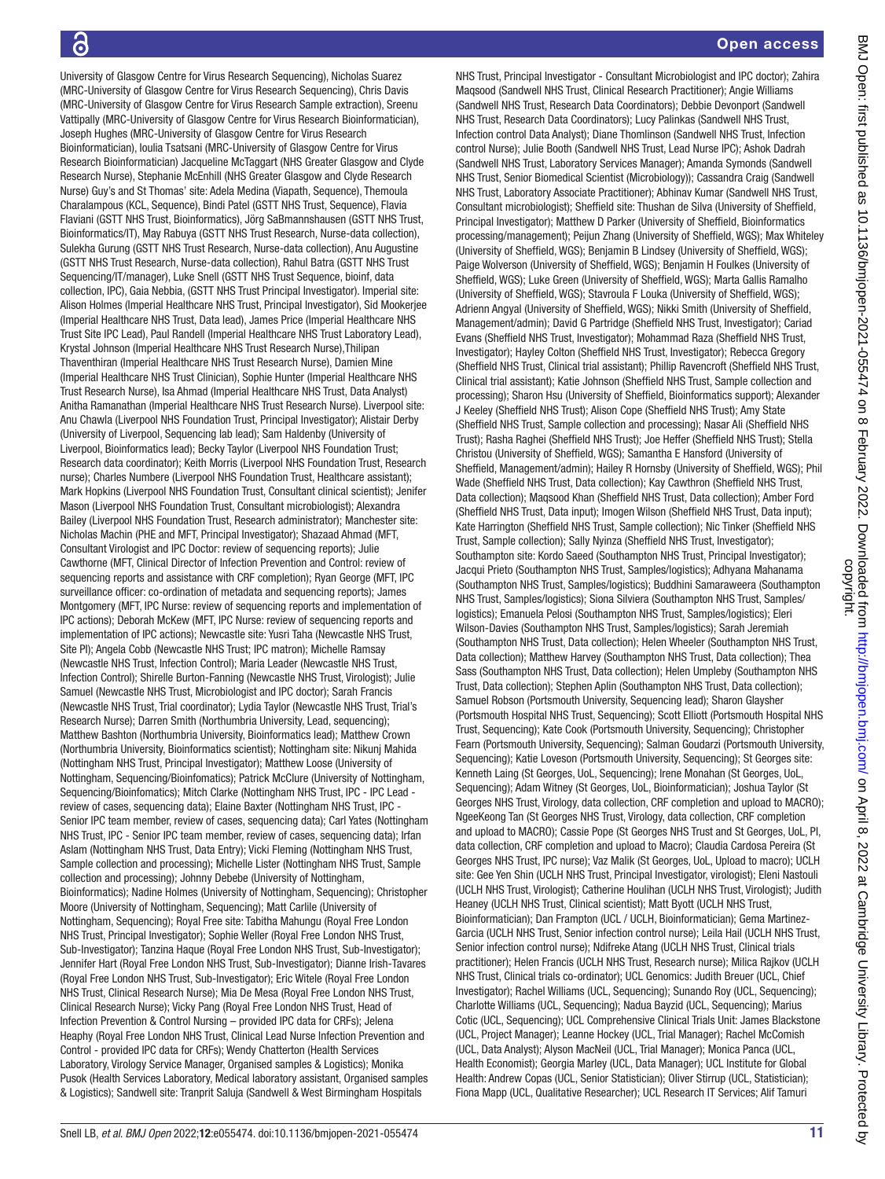University of Glasgow Centre for Virus Research Sequencing), Nicholas Suarez (MRC-University of Glasgow Centre for Virus Research Sequencing), Chris Davis (MRC-University of Glasgow Centre for Virus Research Sample extraction), Sreenu Vattipally (MRC-University of Glasgow Centre for Virus Research Bioinformatician), Joseph Hughes (MRC-University of Glasgow Centre for Virus Research Bioinformatician), Ioulia Tsatsani (MRC-University of Glasgow Centre for Virus Research Bioinformatician) Jacqueline McTaggart (NHS Greater Glasgow and Clyde Research Nurse), Stephanie McEnhill (NHS Greater Glasgow and Clyde Research Nurse) Guy's and St Thomas' site: Adela Medina (Viapath, Sequence), Themoula Charalampous (KCL, Sequence), Bindi Patel (GSTT NHS Trust, Sequence), Flavia Flaviani (GSTT NHS Trust, Bioinformatics), Jörg SaBmannshausen (GSTT NHS Trust, Bioinformatics/IT), May Rabuya (GSTT NHS Trust Research, Nurse-data collection), Sulekha Gurung (GSTT NHS Trust Research, Nurse-data collection), Anu Augustine (GSTT NHS Trust Research, Nurse-data collection), Rahul Batra (GSTT NHS Trust Sequencing/IT/manager), Luke Snell (GSTT NHS Trust Sequence, bioinf, data collection, IPC), Gaia Nebbia, (GSTT NHS Trust Principal Investigator). Imperial site: Alison Holmes (Imperial Healthcare NHS Trust, Principal Investigator), Sid Mookerjee (Imperial Healthcare NHS Trust, Data lead), James Price (Imperial Healthcare NHS Trust Site IPC Lead), Paul Randell (Imperial Healthcare NHS Trust Laboratory Lead), Krystal Johnson (Imperial Healthcare NHS Trust Research Nurse),Thilipan Thaventhiran (Imperial Healthcare NHS Trust Research Nurse), Damien Mine (Imperial Healthcare NHS Trust Clinician), Sophie Hunter (Imperial Healthcare NHS Trust Research Nurse), Isa Ahmad (Imperial Healthcare NHS Trust, Data Analyst) Anitha Ramanathan (Imperial Healthcare NHS Trust Research Nurse). Liverpool site: Anu Chawla (Liverpool NHS Foundation Trust, Principal Investigator); Alistair Derby (University of Liverpool, Sequencing lab lead); Sam Haldenby (University of Liverpool, Bioinformatics lead); Becky Taylor (Liverpool NHS Foundation Trust; Research data coordinator); Keith Morris (Liverpool NHS Foundation Trust, Research nurse); Charles Numbere (Liverpool NHS Foundation Trust, Healthcare assistant); Mark Hopkins (Liverpool NHS Foundation Trust, Consultant clinical scientist); Jenifer Mason (Liverpool NHS Foundation Trust, Consultant microbiologist); Alexandra Bailey (Liverpool NHS Foundation Trust, Research administrator); Manchester site: Nicholas Machin (PHE and MFT, Principal Investigator); Shazaad Ahmad (MFT, Consultant Virologist and IPC Doctor: review of sequencing reports); Julie Cawthorne (MFT, Clinical Director of Infection Prevention and Control: review of sequencing reports and assistance with CRF completion); Ryan George (MFT, IPC surveillance officer: co-ordination of metadata and sequencing reports); James Montgomery (MFT, IPC Nurse: review of sequencing reports and implementation of IPC actions); Deborah McKew (MFT, IPC Nurse: review of sequencing reports and implementation of IPC actions); Newcastle site: Yusri Taha (Newcastle NHS Trust, Site PI); Angela Cobb (Newcastle NHS Trust; IPC matron); Michelle Ramsay (Newcastle NHS Trust, Infection Control); Maria Leader (Newcastle NHS Trust, Infection Control); Shirelle Burton-Fanning (Newcastle NHS Trust, Virologist); Julie Samuel (Newcastle NHS Trust, Microbiologist and IPC doctor); Sarah Francis (Newcastle NHS Trust, Trial coordinator); Lydia Taylor (Newcastle NHS Trust, Trial's Research Nurse); Darren Smith (Northumbria University, Lead, sequencing); Matthew Bashton (Northumbria University, Bioinformatics lead); Matthew Crown (Northumbria University, Bioinformatics scientist); Nottingham site: Nikunj Mahida (Nottingham NHS Trust, Principal Investigator); Matthew Loose (University of Nottingham, Sequencing/Bioinformatics); Patrick McClure (University of Nottingham, Sequencing/Bioinfomatics); Mitch Clarke (Nottingham NHS Trust, IPC - IPC Lead - review of cases, sequencing data); Elaine Baxter (Nottingham NHS Trust, IPC - Senior IPC team member, review of cases, sequencing data); Carl Yates (Nottingham NHS Trust, IPC - Senior IPC team member, review of cases, sequencing data); Irfan Aslam (Nottingham NHS Trust, Data Entry); Vicki Fleming (Nottingham NHS Trust, Sample collection and processing); Michelle Lister (Nottingham NHS Trust, Sample collection and processing); Johnny Debebe (University of Nottingham, Bioinformatics); Nadine Holmes (University of Nottingham, Sequencing); Christopher Moore (University of Nottingham, Sequencing); Matt Carlile (University of Nottingham, Sequencing); Royal Free site: Tabitha Mahungu (Royal Free London NHS Trust, Principal Investigator); Sophie Weller (Royal Free London NHS Trust, Sub-Investigator); Tanzina Haque (Royal Free London NHS Trust, Sub-Investigator); Jennifer Hart (Royal Free London NHS Trust, Sub-Investigator); Dianne Irish-Tavares (Royal Free London NHS Trust, Sub-Investigator); Eric Witele (Royal Free London NHS Trust, Clinical Research Nurse); Mia De Mesa (Royal Free London NHS Trust, Clinical Research Nurse); Vicky Pang (Royal Free London NHS Trust, Head of Infection Prevention & Control Nursing – provided IPC data for CRFs); Jelena Heaphy (Royal Free London NHS Trust, Clinical Lead Nurse Infection Prevention and Control - provided IPC data for CRFs); Wendy Chatterton (Health Services Laboratory, Virology Service Manager, Organised samples & Logistics); Monika Pusok (Health Services Laboratory, Medical laboratory assistant, Organised samples & Logistics); Sandwell site: Tranprit Saluja (Sandwell & West Birmingham Hospitals NHS Trust, Principal Investigator - Consultant Microbiologist and IPC doctor); Zahira Maqsood (Sandwell NHS Trust, Clinical Research Practitioner); Angie Williams (Sandwell NHS Trust, Research Data Coordinators); Debbie Devonport (Sandwell NHS Trust, Research Data Coordinators); Lucy Palinkas (Sandwell NHS Trust, Infection control Data Analyst); Diane Thomlinson (Sandwell NHS Trust, Infection control Nurse); Julie Booth (Sandwell NHS Trust, Lead Nurse IPC); Ashok Dadrah (Sandwell NHS Trust, Laboratory Services Manager); Amanda Symonds (Sandwell NHS Trust, Senior Biomedical Scientist (Microbiology)); Cassandra Craig (Sandwell NHS Trust, Laboratory Associate Practitioner); Abhinav Kumar (Sandwell NHS Trust, Consultant microbiologist); Sheffield site: Thushan de Silva (University of Sheffield, Principal Investigator); Matthew D Parker (University of Sheffield, Bioinformatics processing/management); Peijun Zhang (University of Sheffield, WGS); Max Whiteley (University of Sheffield, WGS); Benjamin B Lindsey (University of Sheffield, WGS); Paige Wolverson (University of Sheffield, WGS); Benjamin H Foulkes (University of Sheffield, WGS); Luke Green (University of Sheffield, WGS); Marta Gallis Ramalho (University of Sheffield, WGS); Stavroula F Louka (University of Sheffield, WGS); Adrienn Angyal (University of Sheffield, WGS); Nikki Smith (University of Sheffield, Management/admin); David G Partridge (Sheffield NHS Trust, Investigator); Cariad Evans (Sheffield NHS Trust, Investigator); Mohammad Raza (Sheffield NHS Trust, Investigator); Hayley Colton (Sheffield NHS Trust, Investigator); Rebecca Gregory (Sheffield NHS Trust, Clinical trial assistant); Phillip Ravencroft (Sheffield NHS Trust, Clinical trial assistant); Katie Johnson (Sheffield NHS Trust, Sample collection and processing); Sharon Hsu (University of Sheffield, Bioinformatics support); Alexander J Keeley (Sheffield NHS Trust); Alison Cope (Sheffield NHS Trust); Amy State (Sheffield NHS Trust, Sample collection and processing); Nasar Ali (Sheffield NHS Trust); Rasha Raghei (Sheffield NHS Trust); Joe Heffer (Sheffield NHS Trust); Stella Christou (University of Sheffield, WGS); Samantha E Hansford (University of Sheffield, Management/admin); Hailey R Hornsby (University of Sheffield, WGS); Phil Wade (Sheffield NHS Trust, Data collection); Kay Cawthron (Sheffield NHS Trust, Data collection); Maqsood Khan (Sheffield NHS Trust, Data collection); Amber Ford (Sheffield NHS Trust, Data input); Imogen Wilson (Sheffield NHS Trust, Data input); Kate Harrington (Sheffield NHS Trust, Sample collection); Nic Tinker (Sheffield NHS Trust, Sample collection); Sally Nyinza (Sheffield NHS Trust, Investigator); Southampton site: Kordo Saeed (Southampton NHS Trust, Principal Investigator); Jacqui Prieto (Southampton NHS Trust, Samples/logistics); Adhyana Mahanama (Southampton NHS Trust, Samples/logistics); Buddhini Samaraweera (Southampton NHS Trust, Samples/logistics); Siona Silviera (Southampton NHS Trust, Samples/logistics); Emanuela Pelosi (Southampton NHS Trust, Samples/logistics); Eleri Wilson-Davies (Southampton NHS Trust, Samples/logistics); Sarah Jeremiah (Southampton NHS Trust, Data collection); Helen Wheeler (Southampton NHS Trust, Data collection); Matthew Harvey (Southampton NHS Trust, Data collection); Thea Sass (Southampton NHS Trust, Data collection); Helen Umpleby (Southampton NHS Trust, Data collection); Stephen Aplin (Southampton NHS Trust, Data collection); Samuel Robson (Portsmouth University, Sequencing lead); Sharon Glaysher (Portsmouth Hospital NHS Trust, Sequencing); Scott Elliott (Portsmouth Hospital NHS Trust, Sequencing); Kate Cook (Portsmouth University, Sequencing); Christopher Fearn (Portsmouth University, Sequencing); Salman Goudarzi (Portsmouth University, Sequencing); Katie Loveson (Portsmouth University, Sequencing); St Georges site: Kenneth Laing (St Georges, UoL, Sequencing); Irene Monahan (St Georges, UoL, Sequencing); Adam Witney (St Georges, UoL, Bioinformatician); Joshua Taylor (St Georges NHS Trust, Virology, data collection, CRF completion and upload to MACRO); NgeeKeong Tan (St Georges NHS Trust, Virology, data collection, CRF completion and upload to MACRO); Cassie Pope (St Georges NHS Trust and St Georges, UoL, PI, data collection, CRF completion and upload to Macro); Claudia Cardosa Pereira (St Georges NHS Trust, IPC nurse); Vaz Malik (St Georges, UoL, Upload to macro); UCLH site: Gee Yen Shin (UCLH NHS Trust, Principal Investigator, virologist); Eleni Nastouli (UCLH NHS Trust, Virologist); Catherine Houlihan (UCLH NHS Trust, Virologist); Judith Heaney (UCLH NHS Trust, Clinical scientist); Matt Byott (UCLH NHS Trust, Bioinformatician); Dan Frampton (UCL / UCLH, Bioinformatician); Gema Martinez-Garcia (UCLH NHS Trust, Senior infection control nurse); Leila Hail (UCLH NHS Trust, Senior infection control nurse); Ndifreke Atang (UCLH NHS Trust, Clinical trials practitioner); Helen Francis (UCLH NHS Trust, Research nurse); Milica Rajkov (UCLH NHS Trust, Clinical trials co-ordinator); UCL Genomics: Judith Breuer (UCL, Chief Investigator); Rachel Williams (UCL, Sequencing); Sunando Roy (UCL, Sequencing); Charlotte Williams (UCL, Sequencing); Nadua Bayzid (UCL, Sequencing); Marius Cotic (UCL, Sequencing); UCL Comprehensive Clinical Trials Unit: James Blackstone (UCL, Project Manager); Leanne Hockey (UCL, Trial Manager); Rachel McComish (UCL, Data Analyst); Alyson MacNeil (UCL, Trial Manager); Monica Panca (UCL, Health Economist); Georgia Marley (UCL, Data Manager); UCL Institute for Global Health: Andrew Copas (UCL, Senior Statistician); Oliver Stirrup (UCL, Statistician); Fiona Mapp (UCL, Qualitative Researcher); UCL Research IT Services; Alif Tamuri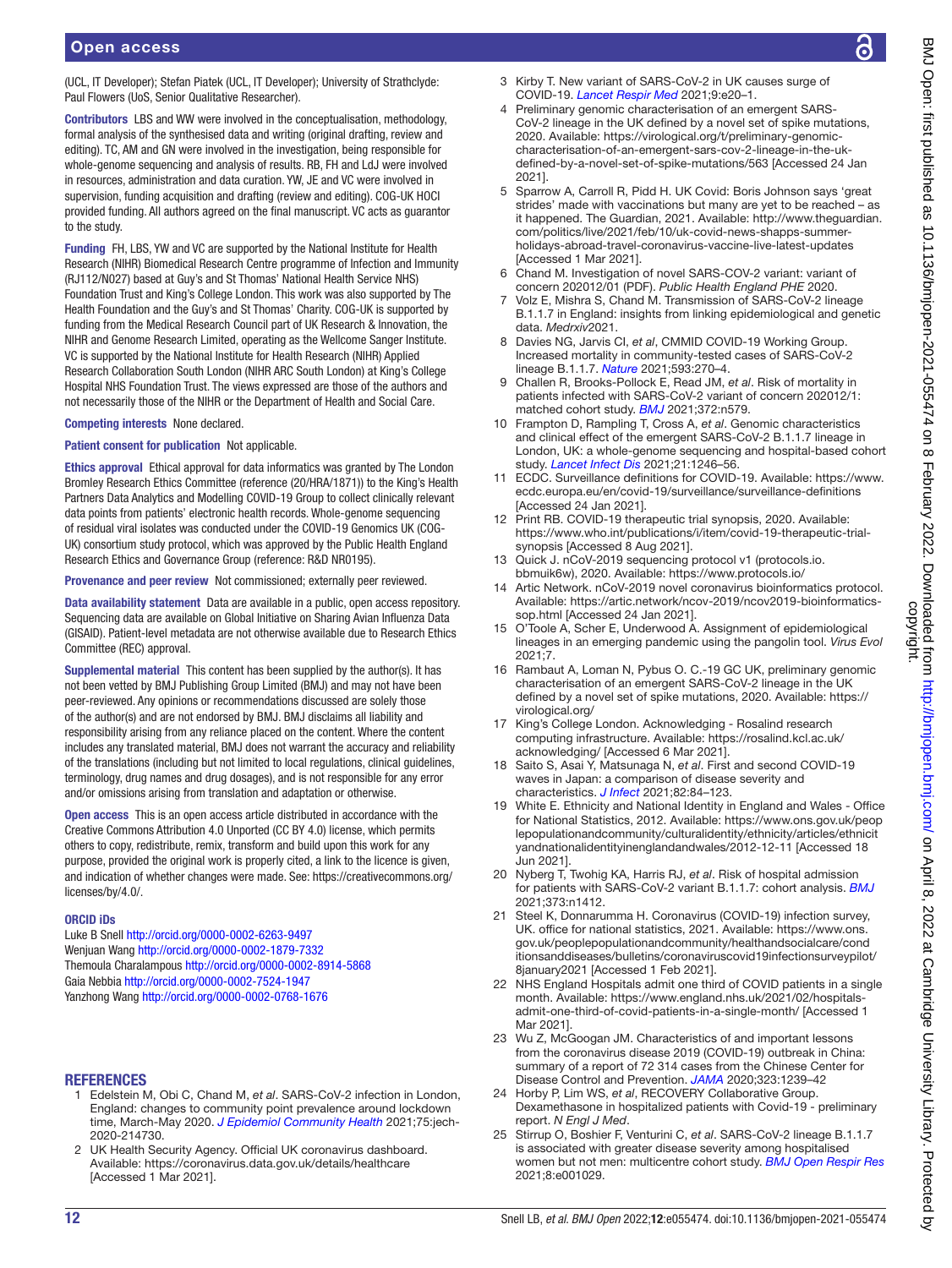(UCL, IT Developer); Stefan Piatek (UCL, IT Developer); University of Strathclyde: Paul Flowers (UoS, Senior Qualitative Researcher).

**Contributors** LBS and WW were involved in the conceptualisation, methodology, formal analysis of the synthesised data and writing (original drafting, review and editing). TC, AM and GN were involved in the investigation, being responsible for whole-genome sequencing and analysis of results. RB, FH and LdJ were involved in resources, administration and data curation. YW, JE and VC were involved in supervision, funding acquisition and drafting (review and editing). COG-UK HOCI provided funding. All authors agreed on the final manuscript. VC acts as guarantor to the study.

**Funding** FH, LBS, YW and VC are supported by the National Institute for Health Research (NIHR) Biomedical Research Centre programme of Infection and Immunity (RJ112/N027) based at Guy's and St Thomas' National Health Service NHS) Foundation Trust and King's College London. This work was also supported by The Health Foundation and the Guy's and St Thomas' Charity. COG-UK is supported by funding from the Medical Research Council part of UK Research & Innovation, the NIHR and Genome Research Limited, operating as the Wellcome Sanger Institute. VC is supported by the National Institute for Health Research (NIHR) Applied Research Collaboration South London (NIHR ARC South London) at King's College Hospital NHS Foundation Trust. The views expressed are those of the authors and not necessarily those of the NIHR or the Department of Health and Social Care.

**Competing interests** None declared.

**Patient consent for publication** Not applicable.

**Ethics approval** Ethical approval for data informatics was granted by The London Bromley Research Ethics Committee (reference (20/HRA/1871)) to the King's Health Partners Data Analytics and Modelling COVID-19 Group to collect clinically relevant data points from patients' electronic health records. Whole-genome sequencing of residual viral isolates was conducted under the COVID-19 Genomics UK (COG-UK) consortium study protocol, which was approved by the Public Health England Research Ethics and Governance Group (reference: R&D NR0195).

**Provenance and peer review** Not commissioned; externally peer reviewed.

**Data availability statement** Data are available in a public, open access repository. Sequencing data are available on Global Initiative on Sharing Avian Influenza Data (GISAID). Patient-level metadata are not otherwise available due to Research Ethics Committee (REC) approval.

**Supplemental material** This content has been supplied by the author(s). It has not been vetted by BMJ Publishing Group Limited (BMJ) and may not have been peer-reviewed. Any opinions or recommendations discussed are solely those of the author(s) and are not endorsed by BMJ. BMJ disclaims all liability and responsibility arising from any reliance placed on the content. Where the content includes any translated material, BMJ does not warrant the accuracy and reliability of the translations (including but not limited to local regulations, clinical guidelines, terminology, drug names and drug dosages), and is not responsible for any error and/or omissions arising from translation and adaptation or otherwise.

**Open access** This is an open access article distributed in accordance with the Creative Commons Attribution 4.0 Unported (CC BY 4.0) license, which permits others to copy, redistribute, remix, transform and build upon this work for any purpose, provided the original work is properly cited, a link to the licence is given, and indication of whether changes were made. See: https://creativecommons.org/licenses/by/4.0/.

**ORCID iDs**

Luke B Snell http://orcid.org/0000-0002-6263-9497
Wenjuan Wang http://orcid.org/0000-0002-1879-7332
Themoula Charalampous http://orcid.org/0000-0002-8914-5868
Gaia Nebbia http://orcid.org/0000-0002-7524-1947
Yanzhong Wang http://orcid.org/0000-0002-0768-1676

## REFERENCES

1. Edelstein M, Obi C, Chand M, *et al*. SARS-CoV-2 infection in London, England: changes to community point prevalence around lockdown time, March-May 2020. *J Epidemiol Community Health* 2021;75:jech-2020-214730.
2. UK Health Security Agency. Official UK coronavirus dashboard. Available: https://coronavirus.data.gov.uk/details/healthcare [Accessed 1 Mar 2021].
3. Kirby T. New variant of SARS-CoV-2 in UK causes surge of COVID-19. *Lancet Respir Med* 2021;9:e20–1.
4. Preliminary genomic characterisation of an emergent SARS-CoV-2 lineage in the UK defined by a novel set of spike mutations, 2020. Available: https://virological.org/t/preliminary-genomic-characterisation-of-an-emergent-sars-cov-2-lineage-in-the-uk-defined-by-a-novel-set-of-spike-mutations/563 [Accessed 24 Jan 2021].
5. Sparrow A, Carroll R, Pidd H. UK Covid: Boris Johnson says 'great strides' made with vaccinations but many are yet to be reached – as it happened. The Guardian, 2021. Available: http://www.theguardian.com/politics/live/2021/feb/10/uk-covid-news-shapps-summer-holidays-abroad-travel-coronavirus-vaccine-live-latest-updates [Accessed 1 Mar 2021].
6. Chand M. Investigation of novel SARS-COV-2 variant: variant of concern 202012/01 (PDF). *Public Health England PHE* 2020.
7. Volz E, Mishra S, Chand M. Transmission of SARS-CoV-2 lineage B.1.1.7 in England: insights from linking epidemiological and genetic data. *Medrxiv*2021.
8. Davies NG, Jarvis CI, *et al*, CMMID COVID-19 Working Group. Increased mortality in community-tested cases of SARS-CoV-2 lineage B.1.1.7. *Nature* 2021;593:270–4.
9. Challen R, Brooks-Pollock E, Read JM, *et al*. Risk of mortality in patients infected with SARS-CoV-2 variant of concern 202012/1: matched cohort study. *BMJ* 2021;372:n579.
10. Frampton D, Rampling T, Cross A, *et al*. Genomic characteristics and clinical effect of the emergent SARS-CoV-2 B.1.1.7 lineage in London, UK: a whole-genome sequencing and hospital-based cohort study. *Lancet Infect Dis* 2021;21:1246–56.
11. ECDC. Surveillance definitions for COVID-19. Available: https://www.ecdc.europa.eu/en/covid-19/surveillance/surveillance-definitions [Accessed 24 Jan 2021].
12. Print RB. COVID-19 therapeutic trial synopsis, 2020. Available: https://www.who.int/publications/i/item/covid-19-therapeutic-trial-synopsis [Accessed 8 Aug 2021].
13. Quick J. nCoV-2019 sequencing protocol v1 (protocols.io. bbmuik6w), 2020. Available: https://www.protocols.io/
14. Artic Network. nCoV-2019 novel coronavirus bioinformatics protocol. Available: https://artic.network/ncov-2019/ncov2019-bioinformatics-sop.html [Accessed 24 Jan 2021].
15. O'Toole A, Scher E, Underwood A. Assignment of epidemiological lineages in an emerging pandemic using the pangolin tool. *Virus Evol* 2021;7.
16. Rambaut A, Loman N, Pybus O. C.-19 GC UK, preliminary genomic characterisation of an emergent SARS-CoV-2 lineage in the UK defined by a novel set of spike mutations, 2020. Available: https://virological.org/
17. King's College London. Acknowledging - Rosalind research computing infrastructure. Available: https://rosalind.kcl.ac.uk/acknowledging/ [Accessed 6 Mar 2021].
18. Saito S, Asai Y, Matsunaga N, *et al*. First and second COVID-19 waves in Japan: a comparison of disease severity and characteristics. *J Infect* 2021;82:84–123.
19. White E. Ethnicity and National Identity in England and Wales - Office for National Statistics, 2012. Available: https://www.ons.gov.uk/peoplepopulationandcommunity/culturalidentity/ethnicity/articles/ethnicityandnationalidentityinenglandandwales/2012-12-11 [Accessed 18 Jun 2021].
20. Nyberg T, Twohig KA, Harris RJ, *et al*. Risk of hospital admission for patients with SARS-CoV-2 variant B.1.1.7: cohort analysis. *BMJ* 2021;373:n1412.
21. Steel K, Donnarumma H. Coronavirus (COVID-19) infection survey, UK. office for national statistics, 2021. Available: https://www.ons.gov.uk/peoplepopulationandcommunity/healthandsocialcare/conditionsanddiseases/bulletins/coronaviruscovid19infectionsurveypilot/8january2021 [Accessed 1 Feb 2021].
22. NHS England Hospitals admit one third of COVID patients in a single month. Available: https://www.england.nhs.uk/2021/02/hospitals-admit-one-third-of-covid-patients-in-a-single-month/ [Accessed 1 Mar 2021].
23. Wu Z, McGoogan JM. Characteristics of and important lessons from the coronavirus disease 2019 (COVID-19) outbreak in China: summary of a report of 72 314 cases from the Chinese Center for Disease Control and Prevention. *JAMA* 2020;323:1239–42
24. Horby P, Lim WS, *et al*, RECOVERY Collaborative Group. Dexamethasone in hospitalized patients with Covid-19 - preliminary report. *N Engl J Med*.
25. Stirrup O, Boshier F, Venturini C, *et al*. SARS-CoV-2 lineage B.1.1.7 is associated with greater disease severity among hospitalised women but not men: multicentre cohort study. *BMJ Open Respir Res* 2021;8:e001029.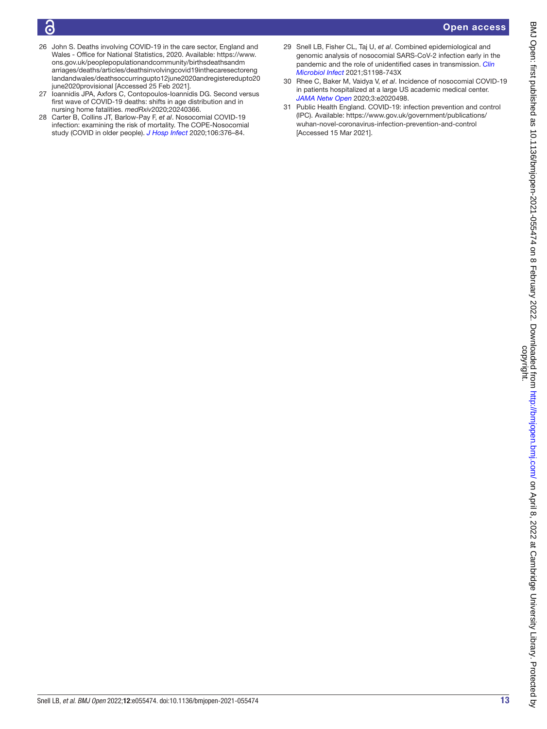26 John S. Deaths involving COVID-19 in the care sector, England and Wales - Office for National Statistics, 2020. Available: https://www.ons.gov.uk/peoplepopulationandcommunity/birthsdeathsandmarriages/deaths/articles/deathsinvolvingcovid19inthecaresectorenglandandwales/deathsoccurringupto12june2020andregisteredupto20june2020provisional [Accessed 25 Feb 2021].

27 Ioannidis JPA, Axfors C, Contopoulos-Ioannidis DG. Second versus first wave of COVID-19 deaths: shifts in age distribution and in nursing home fatalities. *medRxiv*2020;20240366.

28 Carter B, Collins JT, Barlow-Pay F, *et al*. Nosocomial COVID-19 infection: examining the risk of mortality. The COPE-Nosocomial study (COVID in older people). *J Hosp Infect* 2020;106:376–84.

29 Snell LB, Fisher CL, Taj U, *et al*. Combined epidemiological and genomic analysis of nosocomial SARS-CoV-2 infection early in the pandemic and the role of unidentified cases in transmission. *Clin Microbiol Infect* 2021;S1198-743X

30 Rhee C, Baker M, Vaidya V, *et al*. Incidence of nosocomial COVID-19 in patients hospitalized at a large US academic medical center. *JAMA Netw Open* 2020;3:e2020498.

31 Public Health England. COVID-19: infection prevention and control (IPC). Available: https://www.gov.uk/government/publications/wuhan-novel-coronavirus-infection-prevention-and-control [Accessed 15 Mar 2021].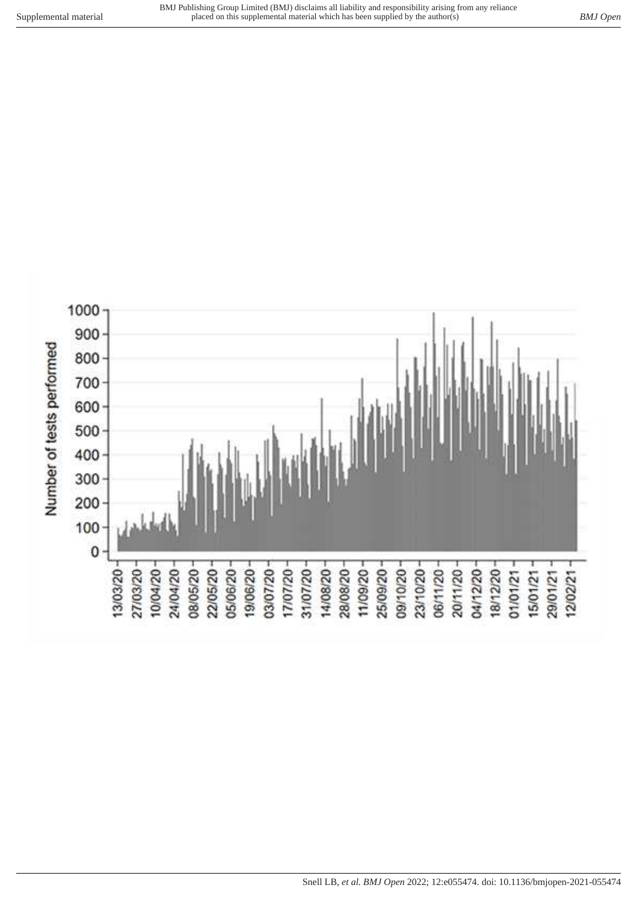Number of tests performed

0, 100, 200, 300, 400, 500, 600, 700, 800, 900, 1000

13/03/20, 27/03/20, 10/04/20, 24/04/20, 08/05/20, 22/05/20, 05/06/20, 19/06/20, 03/07/20, 17/07/20, 31/07/20, 14/08/20, 28/08/20, 11/09/20, 25/09/20, 09/10/20, 23/10/20, 06/11/20, 20/11/20, 04/12/20, 18/12/20, 01/01/21, 15/01/21, 29/01/21, 12/02/21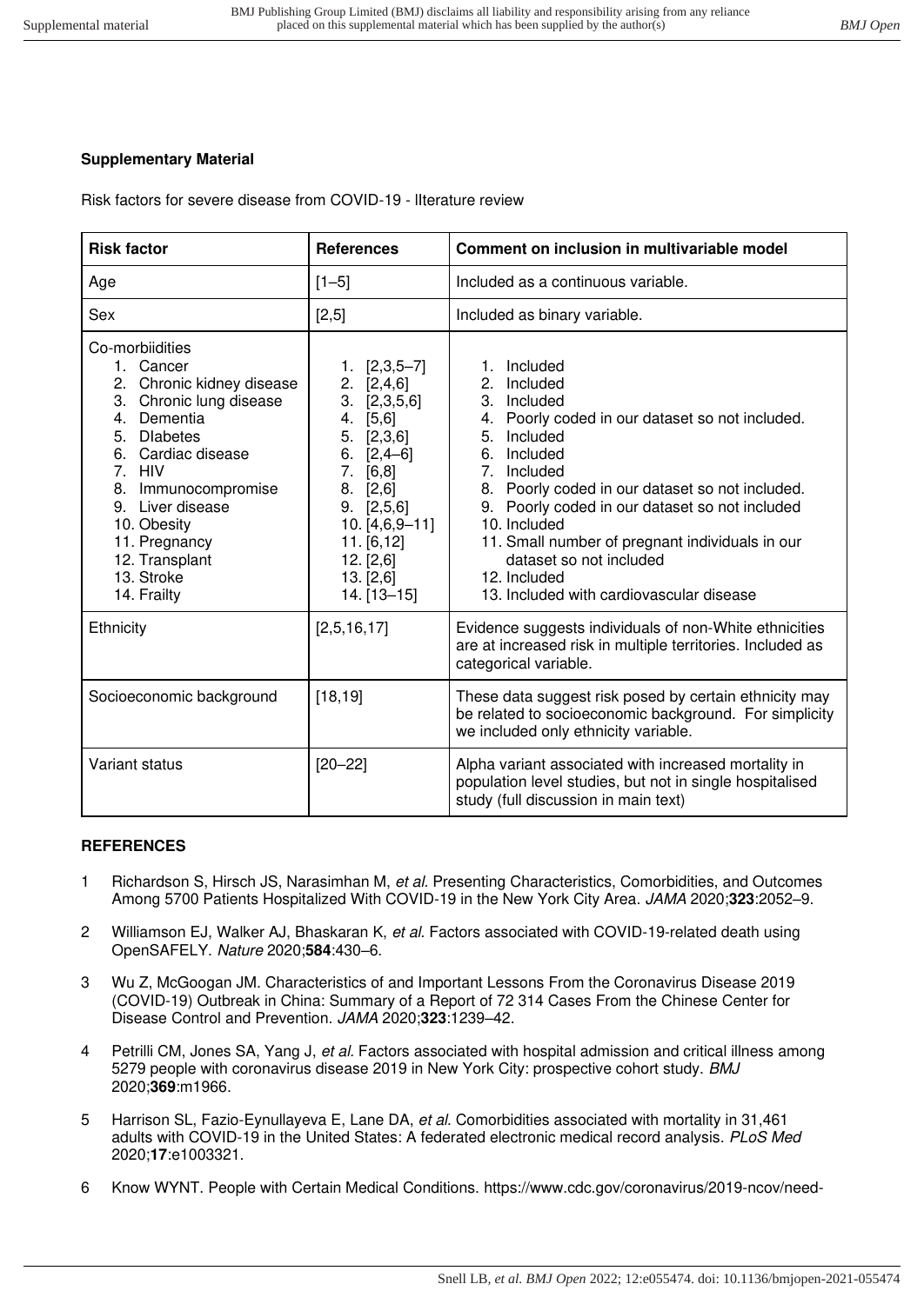**Supplementary Material**

Risk factors for severe disease from COVID-19 - lIterature review

| Risk factor | References | Comment on inclusion in multivariable model |
|---|---|---|
| Age | [1–5] | Included as a continuous variable. |
| Sex | [2,5] | Included as binary variable. |
| Co-morbiidities<br>1. Cancer<br>2. Chronic kidney disease<br>3. Chronic lung disease<br>4. Dementia<br>5. DIabetes<br>6. Cardiac disease<br>7. HIV<br>8. Immunocompromise<br>9. Liver disease<br>10. Obesity<br>11. Pregnancy<br>12. Transplant<br>13. Stroke<br>14. Frailty | 1. [2,3,5–7]<br>2. [2,4,6]<br>3. [2,3,5,6]<br>4. [5,6]<br>5. [2,3,6]<br>6. [2,4–6]<br>7. [6,8]<br>8. [2,6]<br>9. [2,5,6]<br>10. [4,6,9–11]<br>11. [6,12]<br>12. [2,6]<br>13. [2,6]<br>14. [13–15] | 1. Included<br>2. Included<br>3. Included<br>4. Poorly coded in our dataset so not included.<br>5. Included<br>6. Included<br>7. Included<br>8. Poorly coded in our dataset so not included.<br>9. Poorly coded in our dataset so not included<br>10. Included<br>11. Small number of pregnant individuals in our dataset so not included<br>12. Included<br>13. Included with cardiovascular disease |
| Ethnicity | [2,5,16,17] | Evidence suggests individuals of non-White ethnicities are at increased risk in multiple territories. Included as categorical variable. |
| Socioeconomic background | [18,19] | These data suggest risk posed by certain ethnicity may be related to socioeconomic background. For simplicity we included only ethnicity variable. |
| Variant status | [20–22] | Alpha variant associated with increased mortality in population level studies, but not in single hospitalised study (full discussion in main text) |

**REFERENCES**

1. Richardson S, Hirsch JS, Narasimhan M, *et al.* Presenting Characteristics, Comorbidities, and Outcomes Among 5700 Patients Hospitalized With COVID-19 in the New York City Area. *JAMA* 2020;**323**:2052–9.
2. Williamson EJ, Walker AJ, Bhaskaran K, *et al.* Factors associated with COVID-19-related death using OpenSAFELY. *Nature* 2020;**584**:430–6.
3. Wu Z, McGoogan JM. Characteristics of and Important Lessons From the Coronavirus Disease 2019 (COVID-19) Outbreak in China: Summary of a Report of 72 314 Cases From the Chinese Center for Disease Control and Prevention. *JAMA* 2020;**323**:1239–42.
4. Petrilli CM, Jones SA, Yang J, *et al.* Factors associated with hospital admission and critical illness among 5279 people with coronavirus disease 2019 in New York City: prospective cohort study. *BMJ* 2020;**369**:m1966.
5. Harrison SL, Fazio-Eynullayeva E, Lane DA, *et al.* Comorbidities associated with mortality in 31,461 adults with COVID-19 in the United States: A federated electronic medical record analysis. *PLoS Med* 2020;**17**:e1003321.
6. Know WYNT. People with Certain Medical Conditions. https://www.cdc.gov/coronavirus/2019-ncov/need-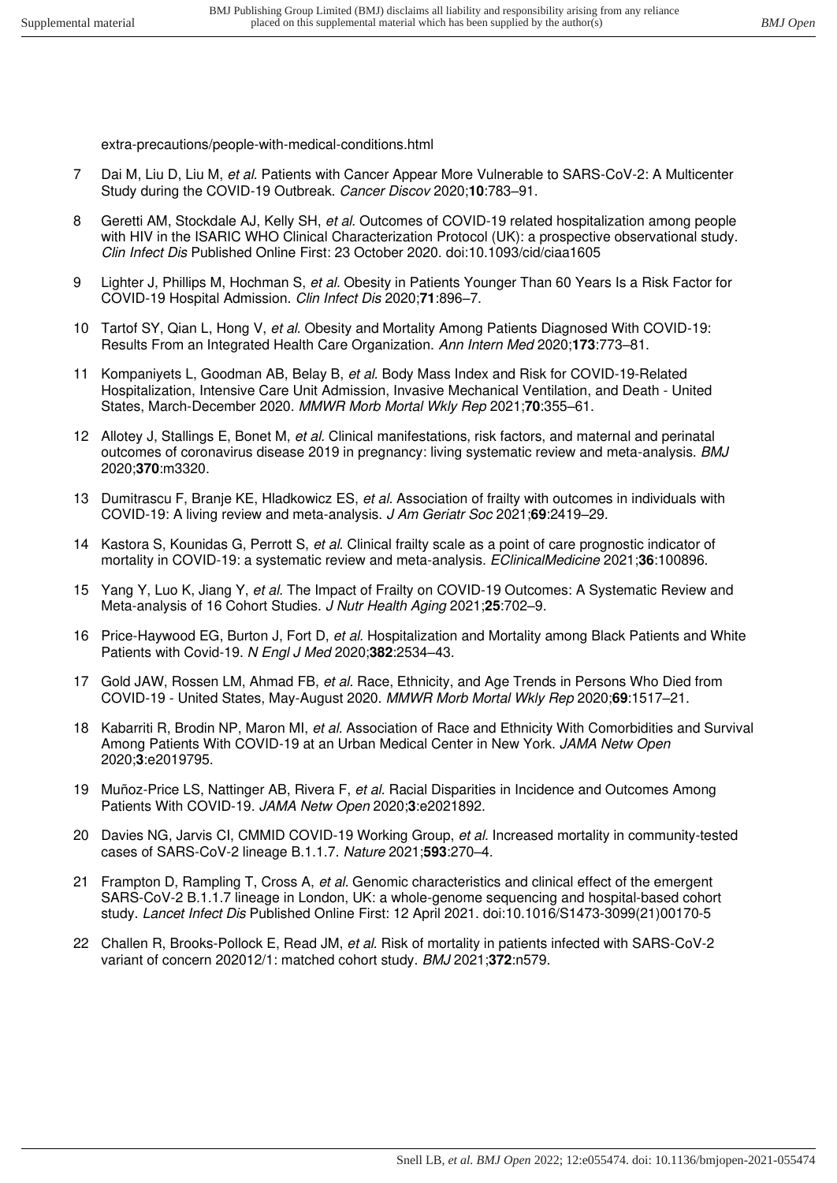extra-precautions/people-with-medical-conditions.html

7 Dai M, Liu D, Liu M, *et al.* Patients with Cancer Appear More Vulnerable to SARS-CoV-2: A Multicenter Study during the COVID-19 Outbreak. *Cancer Discov* 2020;**10**:783–91.

8 Geretti AM, Stockdale AJ, Kelly SH, *et al.* Outcomes of COVID-19 related hospitalization among people with HIV in the ISARIC WHO Clinical Characterization Protocol (UK): a prospective observational study. *Clin Infect Dis* Published Online First: 23 October 2020. doi:10.1093/cid/ciaa1605

9 Lighter J, Phillips M, Hochman S, *et al.* Obesity in Patients Younger Than 60 Years Is a Risk Factor for COVID-19 Hospital Admission. *Clin Infect Dis* 2020;**71**:896–7.

10 Tartof SY, Qian L, Hong V, *et al.* Obesity and Mortality Among Patients Diagnosed With COVID-19: Results From an Integrated Health Care Organization. *Ann Intern Med* 2020;**173**:773–81.

11 Kompaniyets L, Goodman AB, Belay B, *et al.* Body Mass Index and Risk for COVID-19-Related Hospitalization, Intensive Care Unit Admission, Invasive Mechanical Ventilation, and Death - United States, March-December 2020. *MMWR Morb Mortal Wkly Rep* 2021;**70**:355–61.

12 Allotey J, Stallings E, Bonet M, *et al.* Clinical manifestations, risk factors, and maternal and perinatal outcomes of coronavirus disease 2019 in pregnancy: living systematic review and meta-analysis. *BMJ* 2020;**370**:m3320.

13 Dumitrascu F, Branje KE, Hladkowicz ES, *et al.* Association of frailty with outcomes in individuals with COVID-19: A living review and meta-analysis. *J Am Geriatr Soc* 2021;**69**:2419–29.

14 Kastora S, Kounidas G, Perrott S, *et al.* Clinical frailty scale as a point of care prognostic indicator of mortality in COVID-19: a systematic review and meta-analysis. *EClinicalMedicine* 2021;**36**:100896.

15 Yang Y, Luo K, Jiang Y, *et al.* The Impact of Frailty on COVID-19 Outcomes: A Systematic Review and Meta-analysis of 16 Cohort Studies. *J Nutr Health Aging* 2021;**25**:702–9.

16 Price-Haywood EG, Burton J, Fort D, *et al.* Hospitalization and Mortality among Black Patients and White Patients with Covid-19. *N Engl J Med* 2020;**382**:2534–43.

17 Gold JAW, Rossen LM, Ahmad FB, *et al.* Race, Ethnicity, and Age Trends in Persons Who Died from COVID-19 - United States, May-August 2020. *MMWR Morb Mortal Wkly Rep* 2020;**69**:1517–21.

18 Kabarriti R, Brodin NP, Maron MI, *et al.* Association of Race and Ethnicity With Comorbidities and Survival Among Patients With COVID-19 at an Urban Medical Center in New York. *JAMA Netw Open* 2020;**3**:e2019795.

19 Muñoz-Price LS, Nattinger AB, Rivera F, *et al.* Racial Disparities in Incidence and Outcomes Among Patients With COVID-19. *JAMA Netw Open* 2020;**3**:e2021892.

20 Davies NG, Jarvis CI, CMMID COVID-19 Working Group, *et al.* Increased mortality in community-tested cases of SARS-CoV-2 lineage B.1.1.7. *Nature* 2021;**593**:270–4.

21 Frampton D, Rampling T, Cross A, *et al.* Genomic characteristics and clinical effect of the emergent SARS-CoV-2 B.1.1.7 lineage in London, UK: a whole-genome sequencing and hospital-based cohort study. *Lancet Infect Dis* Published Online First: 12 April 2021. doi:10.1016/S1473-3099(21)00170-5

22 Challen R, Brooks-Pollock E, Read JM, *et al.* Risk of mortality in patients infected with SARS-CoV-2 variant of concern 202012/1: matched cohort study. *BMJ* 2021;**372**:n579.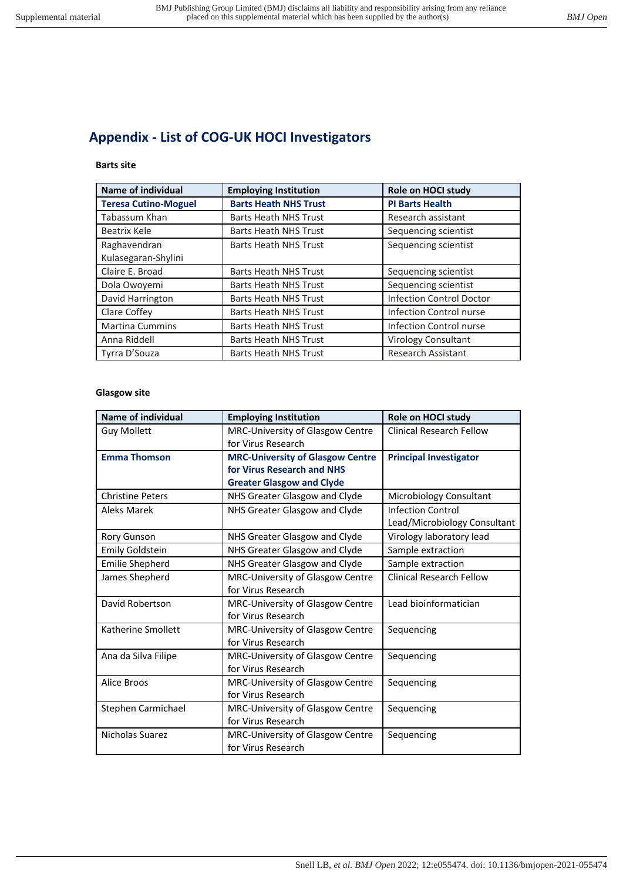## Appendix - List of COG-UK HOCI Investigators

**Barts site**

| Name of individual | Employing Institution | Role on HOCI study |
|---|---|---|
| **Teresa Cutino-Moguel** | **Barts Heath NHS Trust** | **PI Barts Health** |
| Tabassum Khan | Barts Heath NHS Trust | Research assistant |
| Beatrix Kele | Barts Heath NHS Trust | Sequencing scientist |
| Raghavendran Kulasegaran-Shylini | Barts Heath NHS Trust | Sequencing scientist |
| Claire E. Broad | Barts Heath NHS Trust | Sequencing scientist |
| Dola Owoyemi | Barts Heath NHS Trust | Sequencing scientist |
| David Harrington | Barts Heath NHS Trust | Infection Control Doctor |
| Clare Coffey | Barts Heath NHS Trust | Infection Control nurse |
| Martina Cummins | Barts Heath NHS Trust | Infection Control nurse |
| Anna Riddell | Barts Heath NHS Trust | Virology Consultant |
| Tyrra D'Souza | Barts Heath NHS Trust | Research Assistant |

**Glasgow site**

| Name of individual | Employing Institution | Role on HOCI study |
|---|---|---|
| Guy Mollett | MRC-University of Glasgow Centre for Virus Research | Clinical Research Fellow |
| **Emma Thomson** | **MRC-University of Glasgow Centre for Virus Research and NHS Greater Glasgow and Clyde** | **Principal Investigator** |
| Christine Peters | NHS Greater Glasgow and Clyde | Microbiology Consultant |
| Aleks Marek | NHS Greater Glasgow and Clyde | Infection Control Lead/Microbiology Consultant |
| Rory Gunson | NHS Greater Glasgow and Clyde | Virology laboratory lead |
| Emily Goldstein | NHS Greater Glasgow and Clyde | Sample extraction |
| Emilie Shepherd | NHS Greater Glasgow and Clyde | Sample extraction |
| James Shepherd | MRC-University of Glasgow Centre for Virus Research | Clinical Research Fellow |
| David Robertson | MRC-University of Glasgow Centre for Virus Research | Lead bioinformatician |
| Katherine Smollett | MRC-University of Glasgow Centre for Virus Research | Sequencing |
| Ana da Silva Filipe | MRC-University of Glasgow Centre for Virus Research | Sequencing |
| Alice Broos | MRC-University of Glasgow Centre for Virus Research | Sequencing |
| Stephen Carmichael | MRC-University of Glasgow Centre for Virus Research | Sequencing |
| Nicholas Suarez | MRC-University of Glasgow Centre for Virus Research | Sequencing |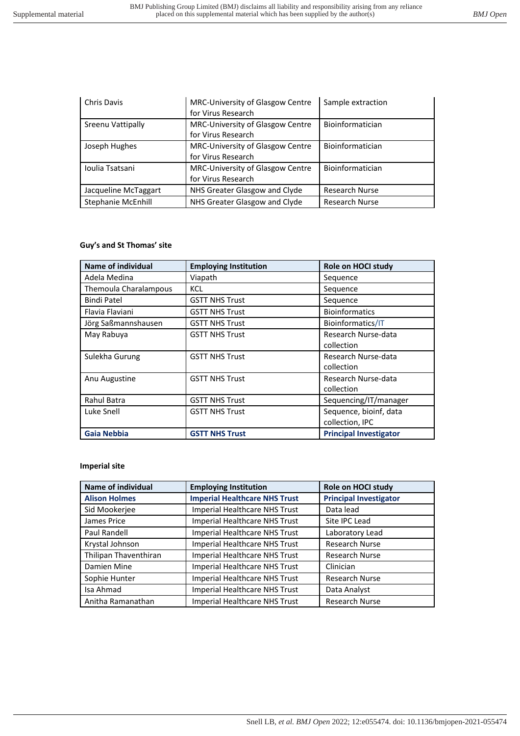| Chris Davis | MRC-University of Glasgow Centre for Virus Research | Sample extraction |
|---|---|---|
| Sreenu Vattipally | MRC-University of Glasgow Centre for Virus Research | Bioinformatician |
| Joseph Hughes | MRC-University of Glasgow Centre for Virus Research | Bioinformatician |
| Ioulia Tsatsani | MRC-University of Glasgow Centre for Virus Research | Bioinformatician |
| Jacqueline McTaggart | NHS Greater Glasgow and Clyde | Research Nurse |
| Stephanie McEnhill | NHS Greater Glasgow and Clyde | Research Nurse |

**Guy's and St Thomas' site**

| Name of individual | Employing Institution | Role on HOCI study |
|---|---|---|
| Adela Medina | Viapath | Sequence |
| Themoula Charalampous | KCL | Sequence |
| Bindi Patel | GSTT NHS Trust | Sequence |
| Flavia Flaviani | GSTT NHS Trust | Bioinformatics |
| Jörg Saßmannshausen | GSTT NHS Trust | Bioinformatics/IT |
| May Rabuya | GSTT NHS Trust | Research Nurse-data collection |
| Sulekha Gurung | GSTT NHS Trust | Research Nurse-data collection |
| Anu Augustine | GSTT NHS Trust | Research Nurse-data collection |
| Rahul Batra | GSTT NHS Trust | Sequencing/IT/manager |
| Luke Snell | GSTT NHS Trust | Sequence, bioinf, data collection, IPC |
| **Gaia Nebbia** | **GSTT NHS Trust** | **Principal Investigator** |

**Imperial site**

| Name of individual | Employing Institution | Role on HOCI study |
|---|---|---|
| **Alison Holmes** | **Imperial Healthcare NHS Trust** | **Principal Investigator** |
| Sid Mookerjee | Imperial Healthcare NHS Trust | Data lead |
| James Price | Imperial Healthcare NHS Trust | Site IPC Lead |
| Paul Randell | Imperial Healthcare NHS Trust | Laboratory Lead |
| Krystal Johnson | Imperial Healthcare NHS Trust | Research Nurse |
| Thilipan Thaventhiran | Imperial Healthcare NHS Trust | Research Nurse |
| Damien Mine | Imperial Healthcare NHS Trust | Clinician |
| Sophie Hunter | Imperial Healthcare NHS Trust | Research Nurse |
| Isa Ahmad | Imperial Healthcare NHS Trust | Data Analyst |
| Anitha Ramanathan | Imperial Healthcare NHS Trust | Research Nurse |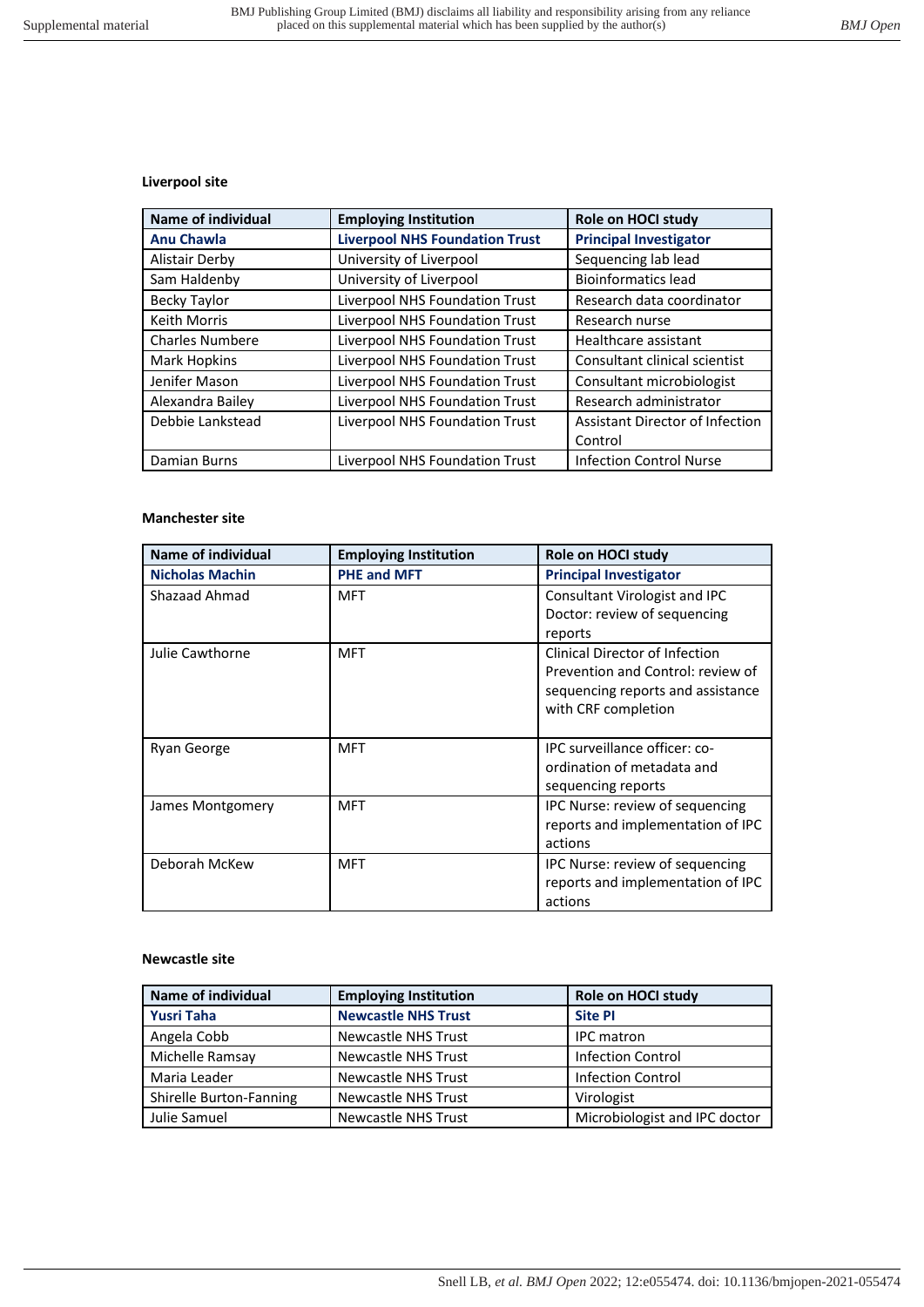**Liverpool site**

| Name of individual | Employing Institution | Role on HOCI study |
|---|---|---|
| **Anu Chawla** | **Liverpool NHS Foundation Trust** | **Principal Investigator** |
| Alistair Derby | University of Liverpool | Sequencing lab lead |
| Sam Haldenby | University of Liverpool | Bioinformatics lead |
| Becky Taylor | Liverpool NHS Foundation Trust | Research data coordinator |
| Keith Morris | Liverpool NHS Foundation Trust | Research nurse |
| Charles Numbere | Liverpool NHS Foundation Trust | Healthcare assistant |
| Mark Hopkins | Liverpool NHS Foundation Trust | Consultant clinical scientist |
| Jenifer Mason | Liverpool NHS Foundation Trust | Consultant microbiologist |
| Alexandra Bailey | Liverpool NHS Foundation Trust | Research administrator |
| Debbie Lankstead | Liverpool NHS Foundation Trust | Assistant Director of Infection Control |
| Damian Burns | Liverpool NHS Foundation Trust | Infection Control Nurse |

**Manchester site**

| Name of individual | Employing Institution | Role on HOCI study |
|---|---|---|
| **Nicholas Machin** | **PHE and MFT** | **Principal Investigator** |
| Shazaad Ahmad | MFT | Consultant Virologist and IPC Doctor: review of sequencing reports |
| Julie Cawthorne | MFT | Clinical Director of Infection Prevention and Control: review of sequencing reports and assistance with CRF completion |
| Ryan George | MFT | IPC surveillance officer: co-ordination of metadata and sequencing reports |
| James Montgomery | MFT | IPC Nurse: review of sequencing reports and implementation of IPC actions |
| Deborah McKew | MFT | IPC Nurse: review of sequencing reports and implementation of IPC actions |

**Newcastle site**

| Name of individual | Employing Institution | Role on HOCI study |
|---|---|---|
| **Yusri Taha** | **Newcastle NHS Trust** | **Site PI** |
| Angela Cobb | Newcastle NHS Trust | IPC matron |
| Michelle Ramsay | Newcastle NHS Trust | Infection Control |
| Maria Leader | Newcastle NHS Trust | Infection Control |
| Shirelle Burton-Fanning | Newcastle NHS Trust | Virologist |
| Julie Samuel | Newcastle NHS Trust | Microbiologist and IPC doctor |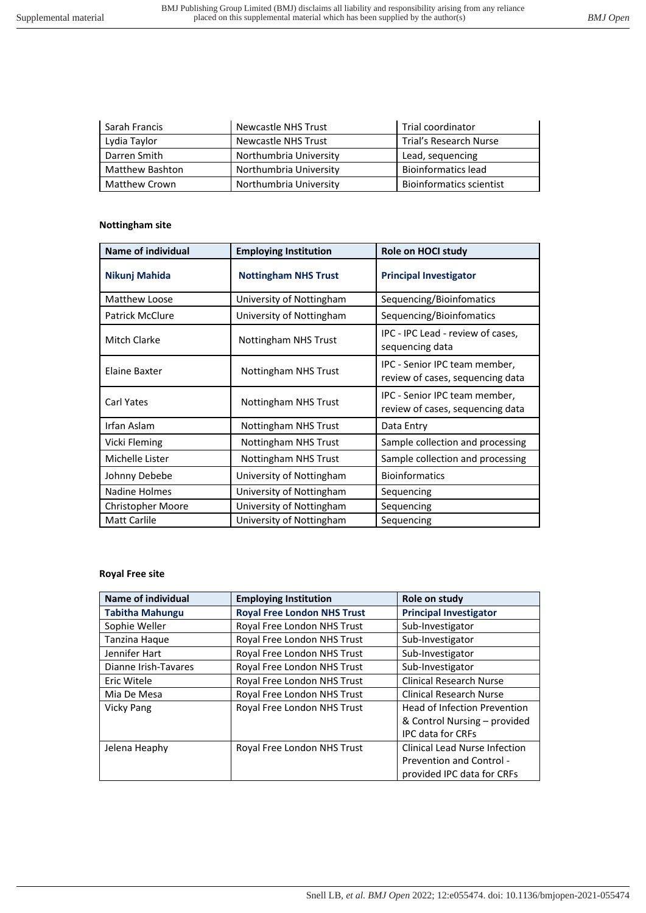| | | |
|---|---|---|
| Sarah Francis | Newcastle NHS Trust | Trial coordinator |
| Lydia Taylor | Newcastle NHS Trust | Trial's Research Nurse |
| Darren Smith | Northumbria University | Lead, sequencing |
| Matthew Bashton | Northumbria University | Bioinformatics lead |
| Matthew Crown | Northumbria University | Bioinformatics scientist |

**Nottingham site**

| Name of individual | Employing Institution | Role on HOCI study |
|---|---|---|
| **Nikunj Mahida** | **Nottingham NHS Trust** | **Principal Investigator** |
| Matthew Loose | University of Nottingham | Sequencing/Bioinfomatics |
| Patrick McClure | University of Nottingham | Sequencing/Bioinfomatics |
| Mitch Clarke | Nottingham NHS Trust | IPC - IPC Lead - review of cases, sequencing data |
| Elaine Baxter | Nottingham NHS Trust | IPC - Senior IPC team member, review of cases, sequencing data |
| Carl Yates | Nottingham NHS Trust | IPC - Senior IPC team member, review of cases, sequencing data |
| Irfan Aslam | Nottingham NHS Trust | Data Entry |
| Vicki Fleming | Nottingham NHS Trust | Sample collection and processing |
| Michelle Lister | Nottingham NHS Trust | Sample collection and processing |
| Johnny Debebe | University of Nottingham | Bioinformatics |
| Nadine Holmes | University of Nottingham | Sequencing |
| Christopher Moore | University of Nottingham | Sequencing |
| Matt Carlile | University of Nottingham | Sequencing |

**Royal Free site**

| Name of individual | Employing Institution | Role on study |
|---|---|---|
| **Tabitha Mahungu** | **Royal Free London NHS Trust** | **Principal Investigator** |
| Sophie Weller | Royal Free London NHS Trust | Sub-Investigator |
| Tanzina Haque | Royal Free London NHS Trust | Sub-Investigator |
| Jennifer Hart | Royal Free London NHS Trust | Sub-Investigator |
| Dianne Irish-Tavares | Royal Free London NHS Trust | Sub-Investigator |
| Eric Witele | Royal Free London NHS Trust | Clinical Research Nurse |
| Mia De Mesa | Royal Free London NHS Trust | Clinical Research Nurse |
| Vicky Pang | Royal Free London NHS Trust | Head of Infection Prevention & Control Nursing – provided IPC data for CRFs |
| Jelena Heaphy | Royal Free London NHS Trust | Clinical Lead Nurse Infection Prevention and Control - provided IPC data for CRFs |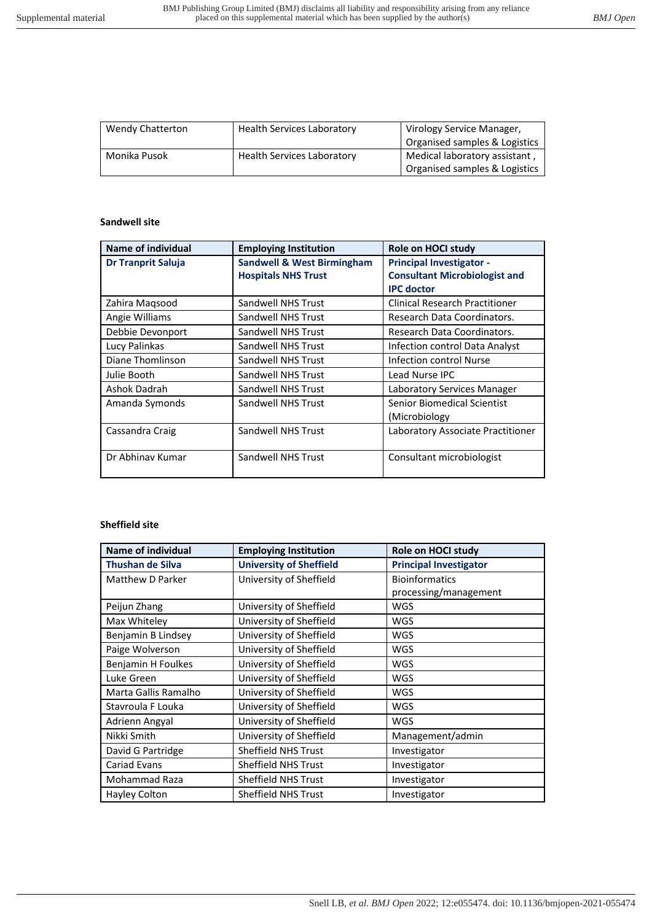| Wendy Chatterton | Health Services Laboratory | Virology Service Manager, Organised samples & Logistics |
|---|---|---|
| Monika Pusok | Health Services Laboratory | Medical laboratory assistant , Organised samples & Logistics |

**Sandwell site**

| Name of individual | Employing Institution | Role on HOCI study |
|---|---|---|
| **Dr Tranprit Saluja** | **Sandwell & West Birmingham Hospitals NHS Trust** | **Principal Investigator - Consultant Microbiologist and IPC doctor** |
| Zahira Maqsood | Sandwell NHS Trust | Clinical Research Practitioner |
| Angie Williams | Sandwell NHS Trust | Research Data Coordinators. |
| Debbie Devonport | Sandwell NHS Trust | Research Data Coordinators. |
| Lucy Palinkas | Sandwell NHS Trust | Infection control Data Analyst |
| Diane Thomlinson | Sandwell NHS Trust | Infection control Nurse |
| Julie Booth | Sandwell NHS Trust | Lead Nurse IPC |
| Ashok Dadrah | Sandwell NHS Trust | Laboratory Services Manager |
| Amanda Symonds | Sandwell NHS Trust | Senior Biomedical Scientist (Microbiology |
| Cassandra Craig | Sandwell NHS Trust | Laboratory Associate Practitioner |
| Dr Abhinav Kumar | Sandwell NHS Trust | Consultant microbiologist |

**Sheffield site**

| Name of individual | Employing Institution | Role on HOCI study |
|---|---|---|
| **Thushan de Silva** | **University of Sheffield** | **Principal Investigator** |
| Matthew D Parker | University of Sheffield | Bioinformatics processing/management |
| Peijun Zhang | University of Sheffield | WGS |
| Max Whiteley | University of Sheffield | WGS |
| Benjamin B Lindsey | University of Sheffield | WGS |
| Paige Wolverson | University of Sheffield | WGS |
| Benjamin H Foulkes | University of Sheffield | WGS |
| Luke Green | University of Sheffield | WGS |
| Marta Gallis Ramalho | University of Sheffield | WGS |
| Stavroula F Louka | University of Sheffield | WGS |
| Adrienn Angyal | University of Sheffield | WGS |
| Nikki Smith | University of Sheffield | Management/admin |
| David G Partridge | Sheffield NHS Trust | Investigator |
| Cariad Evans | Sheffield NHS Trust | Investigator |
| Mohammad Raza | Sheffield NHS Trust | Investigator |
| Hayley Colton | Sheffield NHS Trust | Investigator |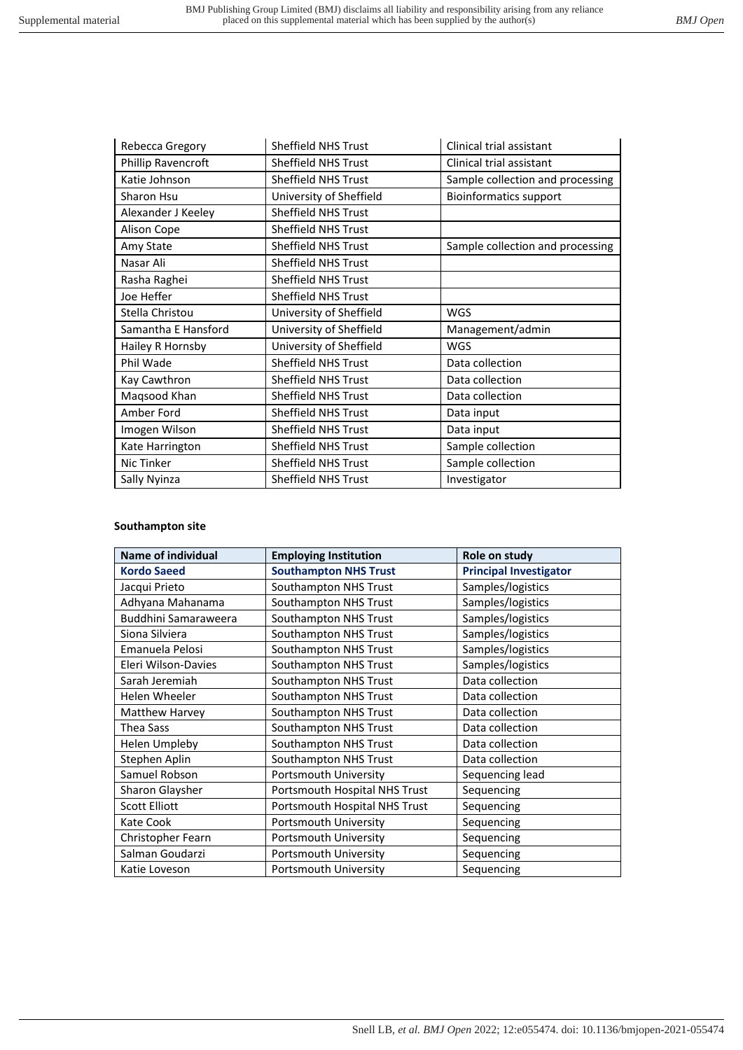| | | |
|---|---|---|
| Rebecca Gregory | Sheffield NHS Trust | Clinical trial assistant |
| Phillip Ravencroft | Sheffield NHS Trust | Clinical trial assistant |
| Katie Johnson | Sheffield NHS Trust | Sample collection and processing |
| Sharon Hsu | University of Sheffield | Bioinformatics support |
| Alexander J Keeley | Sheffield NHS Trust | |
| Alison Cope | Sheffield NHS Trust | |
| Amy State | Sheffield NHS Trust | Sample collection and processing |
| Nasar Ali | Sheffield NHS Trust | |
| Rasha Raghei | Sheffield NHS Trust | |
| Joe Heffer | Sheffield NHS Trust | |
| Stella Christou | University of Sheffield | WGS |
| Samantha E Hansford | University of Sheffield | Management/admin |
| Hailey R Hornsby | University of Sheffield | WGS |
| Phil Wade | Sheffield NHS Trust | Data collection |
| Kay Cawthron | Sheffield NHS Trust | Data collection |
| Maqsood Khan | Sheffield NHS Trust | Data collection |
| Amber Ford | Sheffield NHS Trust | Data input |
| Imogen Wilson | Sheffield NHS Trust | Data input |
| Kate Harrington | Sheffield NHS Trust | Sample collection |
| Nic Tinker | Sheffield NHS Trust | Sample collection |
| Sally Nyinza | Sheffield NHS Trust | Investigator |

**Southampton site**

| Name of individual | Employing Institution | Role on study |
|---|---|---|
| **Kordo Saeed** | **Southampton NHS Trust** | **Principal Investigator** |
| Jacqui Prieto | Southampton NHS Trust | Samples/logistics |
| Adhyana Mahanama | Southampton NHS Trust | Samples/logistics |
| Buddhini Samaraweera | Southampton NHS Trust | Samples/logistics |
| Siona Silviera | Southampton NHS Trust | Samples/logistics |
| Emanuela Pelosi | Southampton NHS Trust | Samples/logistics |
| Eleri Wilson-Davies | Southampton NHS Trust | Samples/logistics |
| Sarah Jeremiah | Southampton NHS Trust | Data collection |
| Helen Wheeler | Southampton NHS Trust | Data collection |
| Matthew Harvey | Southampton NHS Trust | Data collection |
| Thea Sass | Southampton NHS Trust | Data collection |
| Helen Umpleby | Southampton NHS Trust | Data collection |
| Stephen Aplin | Southampton NHS Trust | Data collection |
| Samuel Robson | Portsmouth University | Sequencing lead |
| Sharon Glaysher | Portsmouth Hospital NHS Trust | Sequencing |
| Scott Elliott | Portsmouth Hospital NHS Trust | Sequencing |
| Kate Cook | Portsmouth University | Sequencing |
| Christopher Fearn | Portsmouth University | Sequencing |
| Salman Goudarzi | Portsmouth University | Sequencing |
| Katie Loveson | Portsmouth University | Sequencing |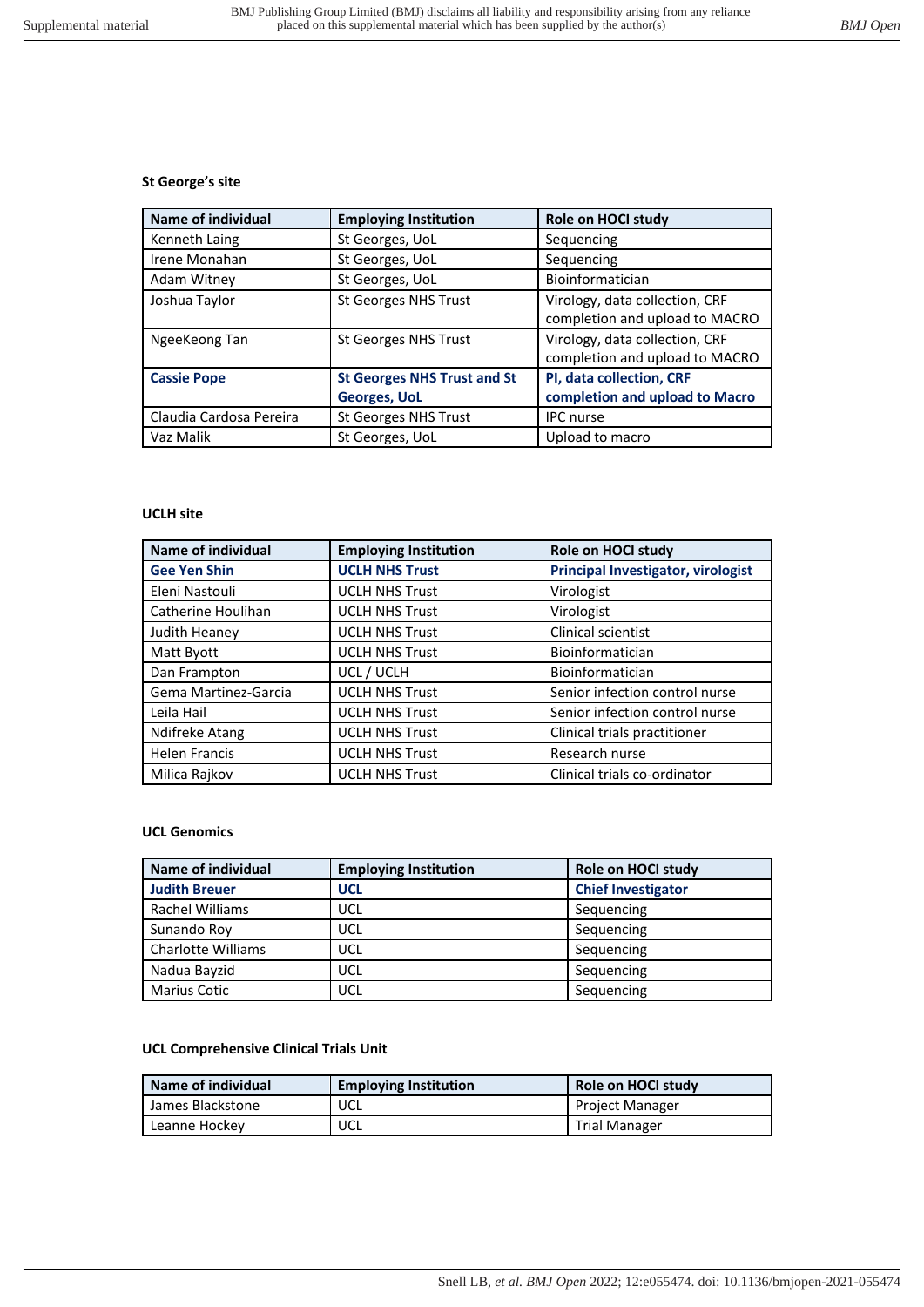**St George's site**

| Name of individual | Employing Institution | Role on HOCI study |
|---|---|---|
| Kenneth Laing | St Georges, UoL | Sequencing |
| Irene Monahan | St Georges, UoL | Sequencing |
| Adam Witney | St Georges, UoL | Bioinformatician |
| Joshua Taylor | St Georges NHS Trust | Virology, data collection, CRF completion and upload to MACRO |
| NgeeKeong Tan | St Georges NHS Trust | Virology, data collection, CRF completion and upload to MACRO |
| **Cassie Pope** | **St Georges NHS Trust and St Georges, UoL** | **PI, data collection, CRF completion and upload to Macro** |
| Claudia Cardosa Pereira | St Georges NHS Trust | IPC nurse |
| Vaz Malik | St Georges, UoL | Upload to macro |

**UCLH site**

| Name of individual | Employing Institution | Role on HOCI study |
|---|---|---|
| **Gee Yen Shin** | **UCLH NHS Trust** | **Principal Investigator, virologist** |
| Eleni Nastouli | UCLH NHS Trust | Virologist |
| Catherine Houlihan | UCLH NHS Trust | Virologist |
| Judith Heaney | UCLH NHS Trust | Clinical scientist |
| Matt Byott | UCLH NHS Trust | Bioinformatician |
| Dan Frampton | UCL / UCLH | Bioinformatician |
| Gema Martinez-Garcia | UCLH NHS Trust | Senior infection control nurse |
| Leila Hail | UCLH NHS Trust | Senior infection control nurse |
| Ndifreke Atang | UCLH NHS Trust | Clinical trials practitioner |
| Helen Francis | UCLH NHS Trust | Research nurse |
| Milica Rajkov | UCLH NHS Trust | Clinical trials co-ordinator |

**UCL Genomics**

| Name of individual | Employing Institution | Role on HOCI study |
|---|---|---|
| **Judith Breuer** | **UCL** | **Chief Investigator** |
| Rachel Williams | UCL | Sequencing |
| Sunando Roy | UCL | Sequencing |
| Charlotte Williams | UCL | Sequencing |
| Nadua Bayzid | UCL | Sequencing |
| Marius Cotic | UCL | Sequencing |

**UCL Comprehensive Clinical Trials Unit**

| Name of individual | Employing Institution | Role on HOCI study |
|---|---|---|
| James Blackstone | UCL | Project Manager |
| Leanne Hockey | UCL | Trial Manager |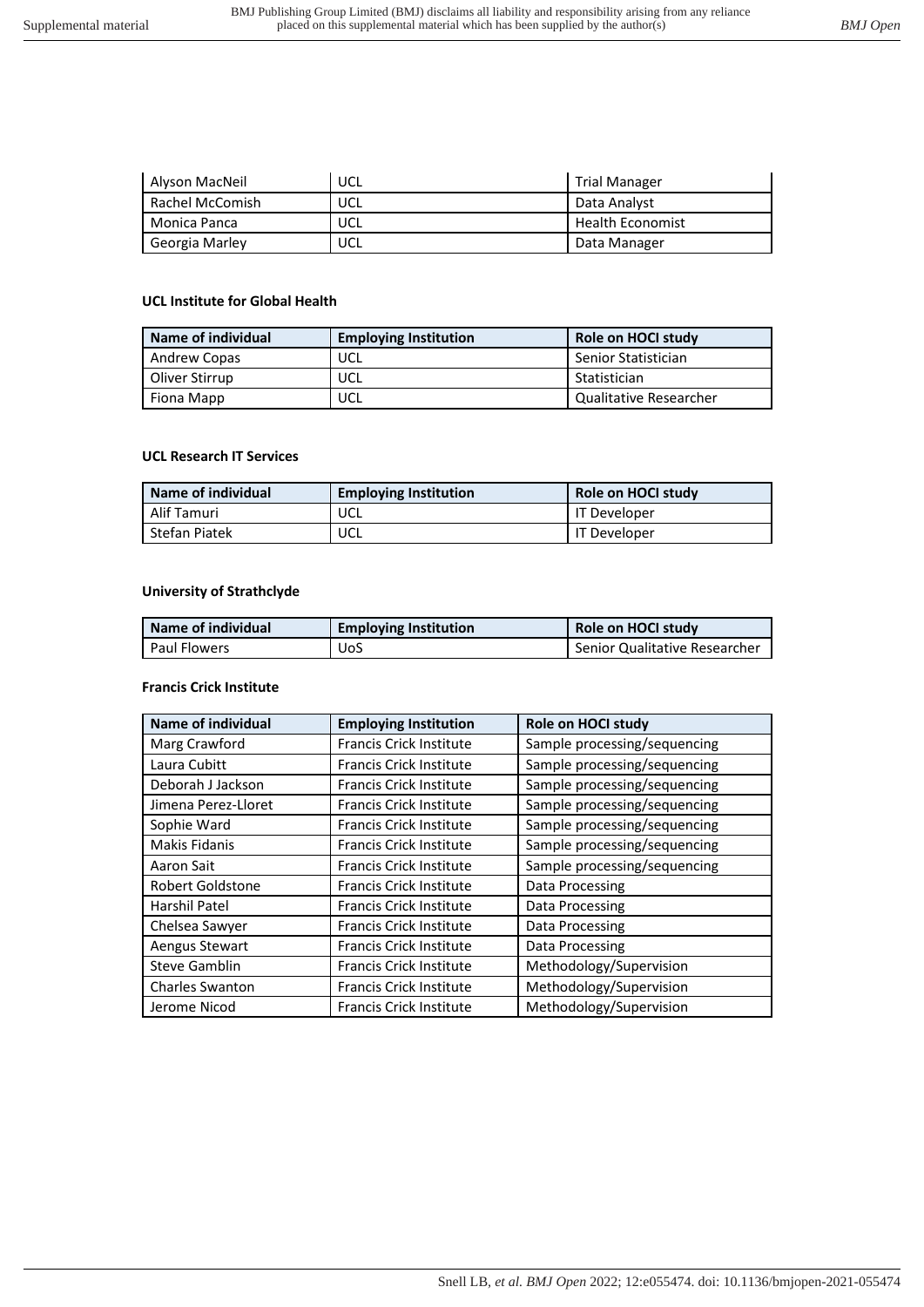| | | |
|---|---|---|
| Alyson MacNeil | UCL | Trial Manager |
| Rachel McComish | UCL | Data Analyst |
| Monica Panca | UCL | Health Economist |
| Georgia Marley | UCL | Data Manager |

**UCL Institute for Global Health**

| Name of individual | Employing Institution | Role on HOCI study |
|---|---|---|
| Andrew Copas | UCL | Senior Statistician |
| Oliver Stirrup | UCL | Statistician |
| Fiona Mapp | UCL | Qualitative Researcher |

**UCL Research IT Services**

| Name of individual | Employing Institution | Role on HOCI study |
|---|---|---|
| Alif Tamuri | UCL | IT Developer |
| Stefan Piatek | UCL | IT Developer |

**University of Strathclyde**

| Name of individual | Employing Institution | Role on HOCI study |
|---|---|---|
| Paul Flowers | UoS | Senior Qualitative Researcher |

**Francis Crick Institute**

| Name of individual | Employing Institution | Role on HOCI study |
|---|---|---|
| Marg Crawford | Francis Crick Institute | Sample processing/sequencing |
| Laura Cubitt | Francis Crick Institute | Sample processing/sequencing |
| Deborah J Jackson | Francis Crick Institute | Sample processing/sequencing |
| Jimena Perez-Lloret | Francis Crick Institute | Sample processing/sequencing |
| Sophie Ward | Francis Crick Institute | Sample processing/sequencing |
| Makis Fidanis | Francis Crick Institute | Sample processing/sequencing |
| Aaron Sait | Francis Crick Institute | Sample processing/sequencing |
| Robert Goldstone | Francis Crick Institute | Data Processing |
| Harshil Patel | Francis Crick Institute | Data Processing |
| Chelsea Sawyer | Francis Crick Institute | Data Processing |
| Aengus Stewart | Francis Crick Institute | Data Processing |
| Steve Gamblin | Francis Crick Institute | Methodology/Supervision |
| Charles Swanton | Francis Crick Institute | Methodology/Supervision |
| Jerome Nicod | Francis Crick Institute | Methodology/Supervision |